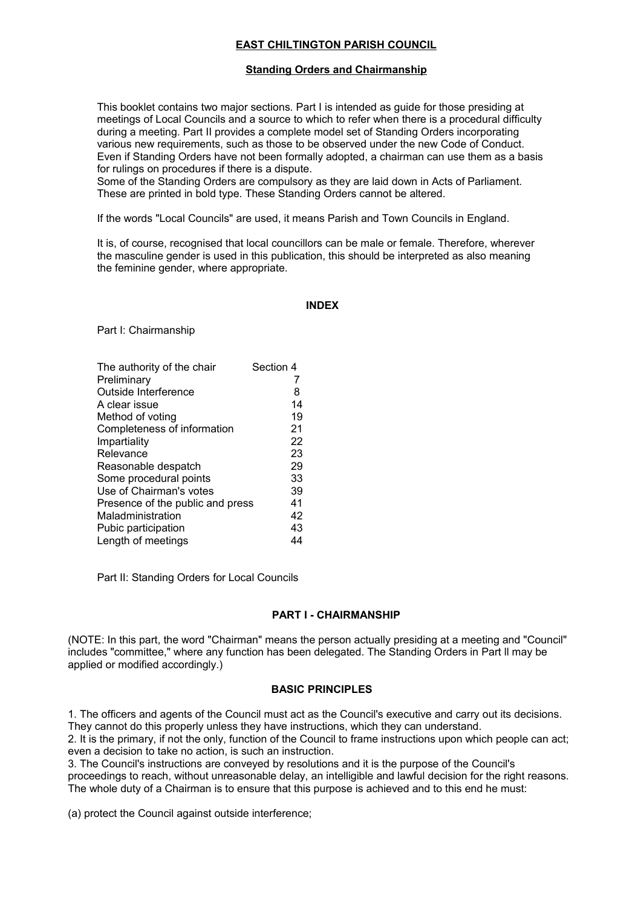# EAST CHILTINGTON PARISH COUNCIL

## Standing Orders and Chairmanship

This booklet contains two major sections. Part I is intended as guide for those presiding at meetings of Local Councils and a source to which to refer when there is a procedural difficulty during a meeting. Part II provides a complete model set of Standing Orders incorporating various new requirements, such as those to be observed under the new Code of Conduct. Even if Standing Orders have not been formally adopted, a chairman can use them as a basis for rulings on procedures if there is a dispute.
Some of the Standing Orders are compulsory as they are laid down in Acts of Parliament. These are printed in bold type. These Standing Orders cannot be altered.

If the words "Local Councils" are used, it means Parish and Town Councils in England.

It is, of course, recognised that local councillors can be male or female. Therefore, wherever the masculine gender is used in this publication, this should be interpreted as also meaning the feminine gender, where appropriate.

### INDEX

Part I: Chairmanship

| | |
|---|---|
| The authority of the chair | Section 4 |
| Preliminary | 7 |
| Outside Interference | 8 |
| A clear issue | 14 |
| Method of voting | 19 |
| Completeness of information | 21 |
| Impartiality | 22 |
| Relevance | 23 |
| Reasonable despatch | 29 |
| Some procedural points | 33 |
| Use of Chairman's votes | 39 |
| Presence of the public and press | 41 |
| Maladministration | 42 |
| Pubic participation | 43 |
| Length of meetings | 44 |

Part II: Standing Orders for Local Councils

## PART I - CHAIRMANSHIP

(NOTE: In this part, the word "Chairman" means the person actually presiding at a meeting and "Council" includes "committee," where any function has been delegated. The Standing Orders in Part ll may be applied or modified accordingly.)

### BASIC PRINCIPLES

1. The officers and agents of the Council must act as the Council's executive and carry out its decisions. They cannot do this properly unless they have instructions, which they can understand.
2. It is the primary, if not the only, function of the Council to frame instructions upon which people can act; even a decision to take no action, is such an instruction.
3. The Council's instructions are conveyed by resolutions and it is the purpose of the Council's proceedings to reach, without unreasonable delay, an intelligible and lawful decision for the right reasons. The whole duty of a Chairman is to ensure that this purpose is achieved and to this end he must:

(a) protect the Council against outside interference;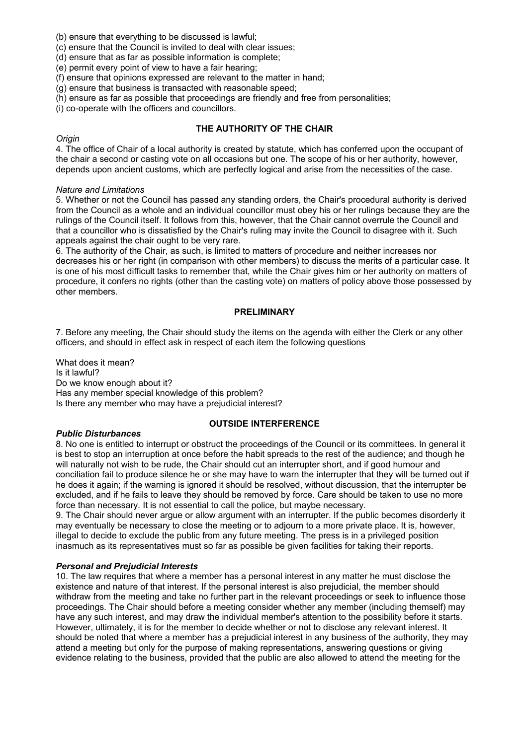(b) ensure that everything to be discussed is lawful;
(c) ensure that the Council is invited to deal with clear issues;
(d) ensure that as far as possible information is complete;
(e) permit every point of view to have a fair hearing;
(f) ensure that opinions expressed are relevant to the matter in hand;
(g) ensure that business is transacted with reasonable speed;
(h) ensure as far as possible that proceedings are friendly and free from personalities;
(i) co-operate with the officers and councillors.

## THE AUTHORITY OF THE CHAIR

*Origin*

4. The office of Chair of a local authority is created by statute, which has conferred upon the occupant of the chair a second or casting vote on all occasions but one. The scope of his or her authority, however, depends upon ancient customs, which are perfectly logical and arise from the necessities of the case.

*Nature and Limitations*

5. Whether or not the Council has passed any standing orders, the Chair's procedural authority is derived from the Council as a whole and an individual councillor must obey his or her rulings because they are the rulings of the Council itself. It follows from this, however, that the Chair cannot overrule the Council and that a councillor who is dissatisfied by the Chair's ruling may invite the Council to disagree with it. Such appeals against the chair ought to be very rare.

6. The authority of the Chair, as such, is limited to matters of procedure and neither increases nor decreases his or her right (in comparison with other members) to discuss the merits of a particular case. It is one of his most difficult tasks to remember that, while the Chair gives him or her authority on matters of procedure, it confers no rights (other than the casting vote) on matters of policy above those possessed by other members.

## PRELIMINARY

7. Before any meeting, the Chair should study the items on the agenda with either the Clerk or any other officers, and should in effect ask in respect of each item the following questions

What does it mean?
Is it lawful?
Do we know enough about it?
Has any member special knowledge of this problem?
Is there any member who may have a prejudicial interest?

## OUTSIDE INTERFERENCE

***Public Disturbances***

8. No one is entitled to interrupt or obstruct the proceedings of the Council or its committees. In general it is best to stop an interruption at once before the habit spreads to the rest of the audience; and though he will naturally not wish to be rude, the Chair should cut an interrupter short, and if good humour and conciliation fail to produce silence he or she may have to warn the interrupter that they will be turned out if he does it again; if the warning is ignored it should be resolved, without discussion, that the interrupter be excluded, and if he fails to leave they should be removed by force. Care should be taken to use no more force than necessary. It is not essential to call the police, but maybe necessary.

9. The Chair should never argue or allow argument with an interrupter. If the public becomes disorderly it may eventually be necessary to close the meeting or to adjourn to a more private place. It is, however, illegal to decide to exclude the public from any future meeting. The press is in a privileged position inasmuch as its representatives must so far as possible be given facilities for taking their reports.

***Personal and Prejudicial Interests***

10. The law requires that where a member has a personal interest in any matter he must disclose the existence and nature of that interest. If the personal interest is also prejudicial, the member should withdraw from the meeting and take no further part in the relevant proceedings or seek to influence those proceedings. The Chair should before a meeting consider whether any member (including themself) may have any such interest, and may draw the individual member's attention to the possibility before it starts. However, ultimately, it is for the member to decide whether or not to disclose any relevant interest. It should be noted that where a member has a prejudicial interest in any business of the authority, they may attend a meeting but only for the purpose of making representations, answering questions or giving evidence relating to the business, provided that the public are also allowed to attend the meeting for the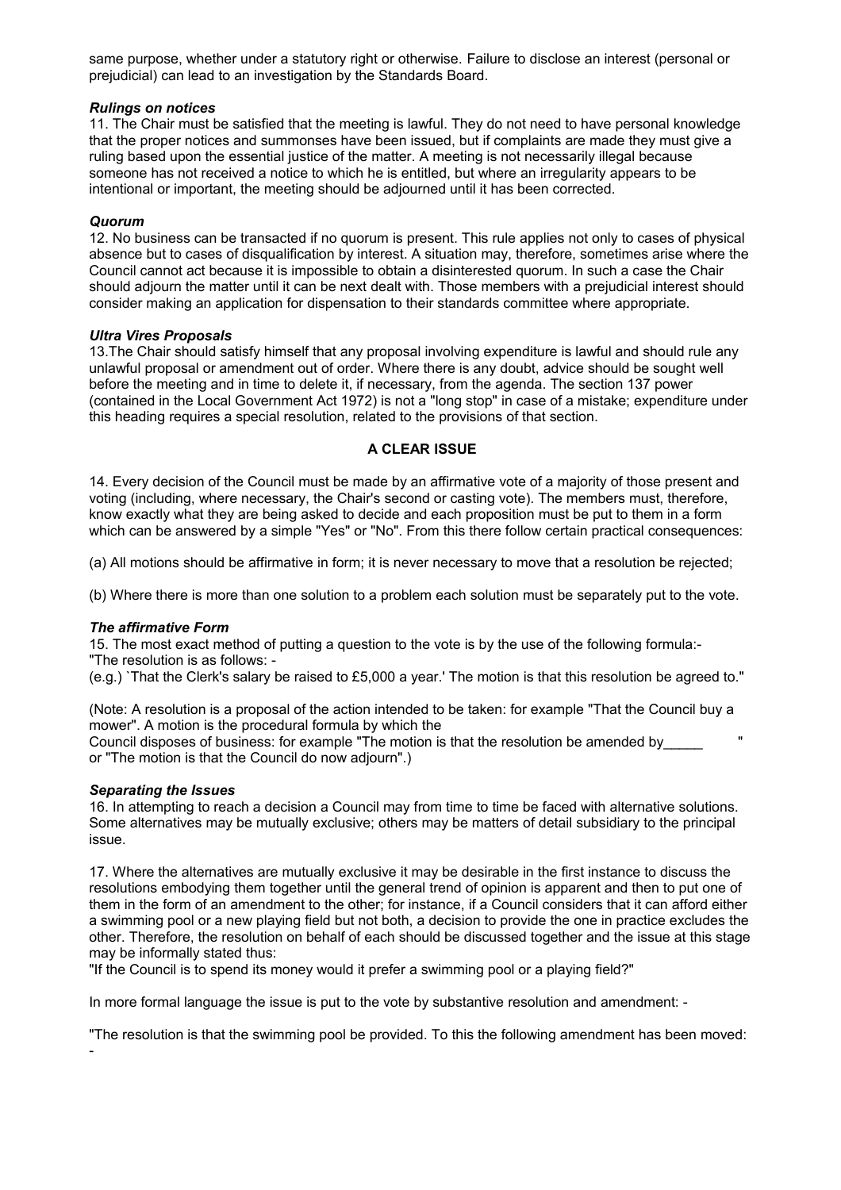same purpose, whether under a statutory right or otherwise. Failure to disclose an interest (personal or prejudicial) can lead to an investigation by the Standards Board.

***Rulings on notices***

11. The Chair must be satisfied that the meeting is lawful. They do not need to have personal knowledge that the proper notices and summonses have been issued, but if complaints are made they must give a ruling based upon the essential justice of the matter. A meeting is not necessarily illegal because someone has not received a notice to which he is entitled, but where an irregularity appears to be intentional or important, the meeting should be adjourned until it has been corrected.

***Quorum***

12. No business can be transacted if no quorum is present. This rule applies not only to cases of physical absence but to cases of disqualification by interest. A situation may, therefore, sometimes arise where the Council cannot act because it is impossible to obtain a disinterested quorum. In such a case the Chair should adjourn the matter until it can be next dealt with. Those members with a prejudicial interest should consider making an application for dispensation to their standards committee where appropriate.

***Ultra Vires Proposals***

13.The Chair should satisfy himself that any proposal involving expenditure is lawful and should rule any unlawful proposal or amendment out of order. Where there is any doubt, advice should be sought well before the meeting and in time to delete it, if necessary, from the agenda. The section 137 power (contained in the Local Government Act 1972) is not a "long stop" in case of a mistake; expenditure under this heading requires a special resolution, related to the provisions of that section.

**A CLEAR ISSUE**

14. Every decision of the Council must be made by an affirmative vote of a majority of those present and voting (including, where necessary, the Chair's second or casting vote). The members must, therefore, know exactly what they are being asked to decide and each proposition must be put to them in a form which can be answered by a simple "Yes" or "No". From this there follow certain practical consequences:

(a) All motions should be affirmative in form; it is never necessary to move that a resolution be rejected;

(b) Where there is more than one solution to a problem each solution must be separately put to the vote.

***The affirmative Form***

15. The most exact method of putting a question to the vote is by the use of the following formula:-
"The resolution is as follows: -
(e.g.) `That the Clerk's salary be raised to £5,000 a year.' The motion is that this resolution be agreed to."

(Note: A resolution is a proposal of the action intended to be taken: for example "That the Council buy a mower". A motion is the procedural formula by which the
Council disposes of business: for example "The motion is that the resolution be amended by_____ " or "The motion is that the Council do now adjourn".)

***Separating the Issues***

16. In attempting to reach a decision a Council may from time to time be faced with alternative solutions. Some alternatives may be mutually exclusive; others may be matters of detail subsidiary to the principal issue.

17. Where the alternatives are mutually exclusive it may be desirable in the first instance to discuss the resolutions embodying them together until the general trend of opinion is apparent and then to put one of them in the form of an amendment to the other; for instance, if a Council considers that it can afford either a swimming pool or a new playing field but not both, a decision to provide the one in practice excludes the other. Therefore, the resolution on behalf of each should be discussed together and the issue at this stage may be informally stated thus:
"If the Council is to spend its money would it prefer a swimming pool or a playing field?"

In more formal language the issue is put to the vote by substantive resolution and amendment: -

"The resolution is that the swimming pool be provided. To this the following amendment has been moved: -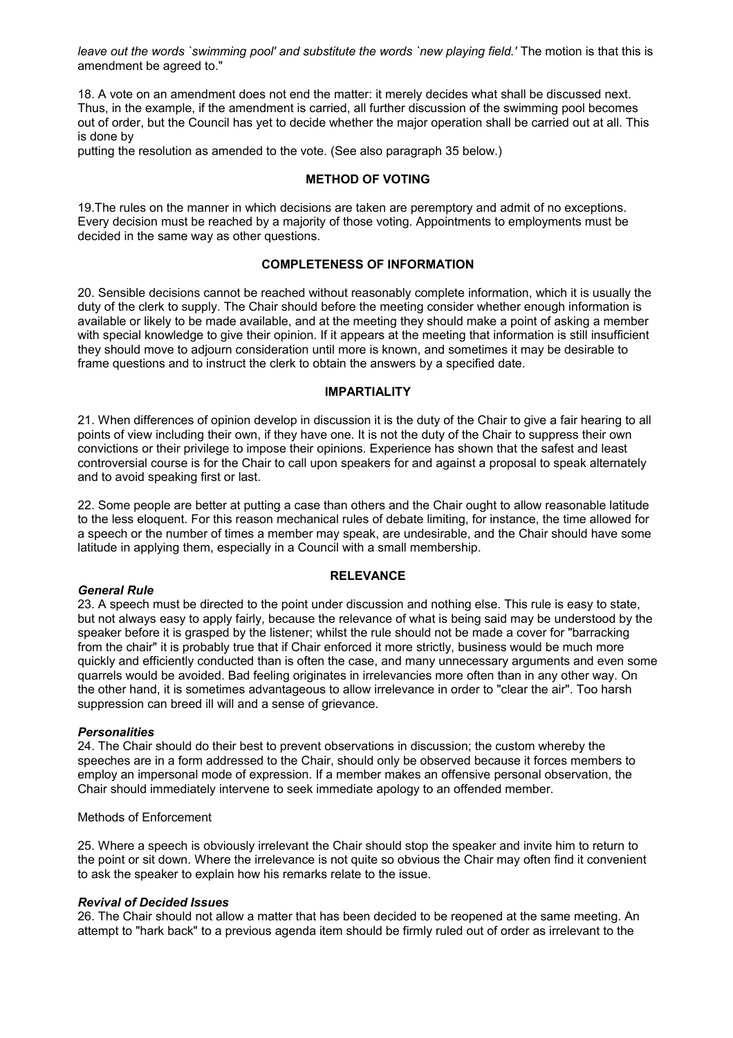*leave out the words `swimming pool' and substitute the words `new playing field.'* The motion is that this is amendment be agreed to."

18. A vote on an amendment does not end the matter: it merely decides what shall be discussed next. Thus, in the example, if the amendment is carried, all further discussion of the swimming pool becomes out of order, but the Council has yet to decide whether the major operation shall be carried out at all. This is done by
putting the resolution as amended to the vote. (See also paragraph 35 below.)

**METHOD OF VOTING**

19.The rules on the manner in which decisions are taken are peremptory and admit of no exceptions. Every decision must be reached by a majority of those voting. Appointments to employments must be decided in the same way as other questions.

**COMPLETENESS OF INFORMATION**

20. Sensible decisions cannot be reached without reasonably complete information, which it is usually the duty of the clerk to supply. The Chair should before the meeting consider whether enough information is available or likely to be made available, and at the meeting they should make a point of asking a member with special knowledge to give their opinion. If it appears at the meeting that information is still insufficient they should move to adjourn consideration until more is known, and sometimes it may be desirable to frame questions and to instruct the clerk to obtain the answers by a specified date.

**IMPARTIALITY**

21. When differences of opinion develop in discussion it is the duty of the Chair to give a fair hearing to all points of view including their own, if they have one. It is not the duty of the Chair to suppress their own convictions or their privilege to impose their opinions. Experience has shown that the safest and least controversial course is for the Chair to call upon speakers for and against a proposal to speak alternately and to avoid speaking first or last.

22. Some people are better at putting a case than others and the Chair ought to allow reasonable latitude to the less eloquent. For this reason mechanical rules of debate limiting, for instance, the time allowed for a speech or the number of times a member may speak, are undesirable, and the Chair should have some latitude in applying them, especially in a Council with a small membership.

**RELEVANCE**

***General Rule***
23. A speech must be directed to the point under discussion and nothing else. This rule is easy to state, but not always easy to apply fairly, because the relevance of what is being said may be understood by the speaker before it is grasped by the listener; whilst the rule should not be made a cover for "barracking from the chair" it is probably true that if Chair enforced it more strictly, business would be much more quickly and efficiently conducted than is often the case, and many unnecessary arguments and even some quarrels would be avoided. Bad feeling originates in irrelevancies more often than in any other way. On the other hand, it is sometimes advantageous to allow irrelevance in order to "clear the air". Too harsh suppression can breed ill will and a sense of grievance.

***Personalities***
24. The Chair should do their best to prevent observations in discussion; the custom whereby the speeches are in a form addressed to the Chair, should only be observed because it forces members to employ an impersonal mode of expression. If a member makes an offensive personal observation, the Chair should immediately intervene to seek immediate apology to an offended member.

Methods of Enforcement

25. Where a speech is obviously irrelevant the Chair should stop the speaker and invite him to return to the point or sit down. Where the irrelevance is not quite so obvious the Chair may often find it convenient to ask the speaker to explain how his remarks relate to the issue.

***Revival of Decided Issues***
26. The Chair should not allow a matter that has been decided to be reopened at the same meeting. An attempt to "hark back" to a previous agenda item should be firmly ruled out of order as irrelevant to the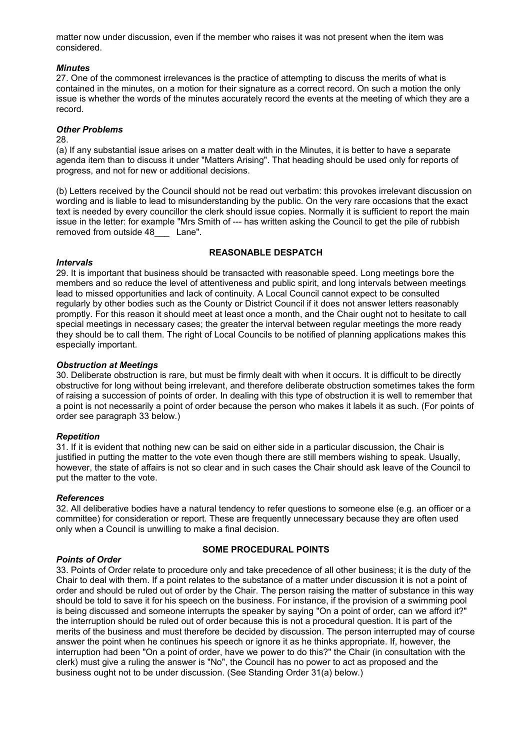matter now under discussion, even if the member who raises it was not present when the item was considered.

### *Minutes*

27. One of the commonest irrelevances is the practice of attempting to discuss the merits of what is contained in the minutes, on a motion for their signature as a correct record. On such a motion the only issue is whether the words of the minutes accurately record the events at the meeting of which they are a record.

### *Other Problems*

28.

(a) If any substantial issue arises on a matter dealt with in the Minutes, it is better to have a separate agenda item than to discuss it under "Matters Arising". That heading should be used only for reports of progress, and not for new or additional decisions.

(b) Letters received by the Council should not be read out verbatim: this provokes irrelevant discussion on wording and is liable to lead to misunderstanding by the public. On the very rare occasions that the exact text is needed by every councillor the clerk should issue copies. Normally it is sufficient to report the main issue in the letter: for example "Mrs Smith of --- has written asking the Council to get the pile of rubbish removed from outside 48___ Lane".

## REASONABLE DESPATCH

### *Intervals*

29. It is important that business should be transacted with reasonable speed. Long meetings bore the members and so reduce the level of attentiveness and public spirit, and long intervals between meetings lead to missed opportunities and lack of continuity. A Local Council cannot expect to be consulted regularly by other bodies such as the County or District Council if it does not answer letters reasonably promptly. For this reason it should meet at least once a month, and the Chair ought not to hesitate to call special meetings in necessary cases; the greater the interval between regular meetings the more ready they should be to call them. The right of Local Councils to be notified of planning applications makes this especially important.

### *Obstruction at Meetings*

30. Deliberate obstruction is rare, but must be firmly dealt with when it occurs. It is difficult to be directly obstructive for long without being irrelevant, and therefore deliberate obstruction sometimes takes the form of raising a succession of points of order. In dealing with this type of obstruction it is well to remember that a point is not necessarily a point of order because the person who makes it labels it as such. (For points of order see paragraph 33 below.)

### *Repetition*

31. If it is evident that nothing new can be said on either side in a particular discussion, the Chair is justified in putting the matter to the vote even though there are still members wishing to speak. Usually, however, the state of affairs is not so clear and in such cases the Chair should ask leave of the Council to put the matter to the vote.

### *References*

32. All deliberative bodies have a natural tendency to refer questions to someone else (e.g. an officer or a committee) for consideration or report. These are frequently unnecessary because they are often used only when a Council is unwilling to make a final decision.

## SOME PROCEDURAL POINTS

### *Points of Order*

33. Points of Order relate to procedure only and take precedence of all other business; it is the duty of the Chair to deal with them. If a point relates to the substance of a matter under discussion it is not a point of order and should be ruled out of order by the Chair. The person raising the matter of substance in this way should be told to save it for his speech on the business. For instance, if the provision of a swimming pool is being discussed and someone interrupts the speaker by saying "On a point of order, can we afford it?" the interruption should be ruled out of order because this is not a procedural question. It is part of the merits of the business and must therefore be decided by discussion. The person interrupted may of course answer the point when he continues his speech or ignore it as he thinks appropriate. If, however, the interruption had been "On a point of order, have we power to do this?" the Chair (in consultation with the clerk) must give a ruling the answer is "No", the Council has no power to act as proposed and the business ought not to be under discussion. (See Standing Order 31(a) below.)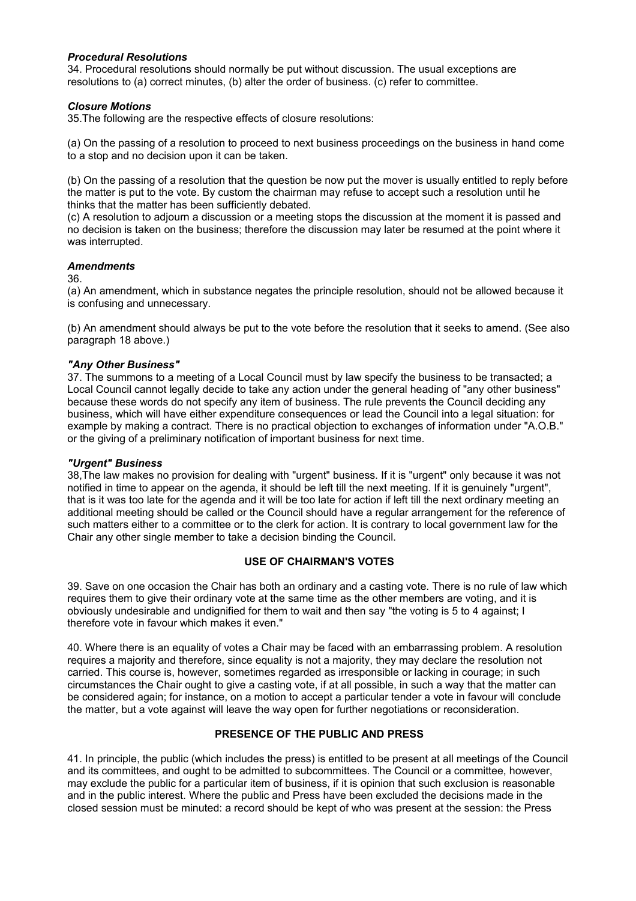### *Procedural Resolutions*

34. Procedural resolutions should normally be put without discussion. The usual exceptions are resolutions to (a) correct minutes, (b) alter the order of business. (c) refer to committee.

### *Closure Motions*

35.The following are the respective effects of closure resolutions:

(a) On the passing of a resolution to proceed to next business proceedings on the business in hand come to a stop and no decision upon it can be taken.

(b) On the passing of a resolution that the question be now put the mover is usually entitled to reply before the matter is put to the vote. By custom the chairman may refuse to accept such a resolution until he thinks that the matter has been sufficiently debated.

(c) A resolution to adjourn a discussion or a meeting stops the discussion at the moment it is passed and no decision is taken on the business; therefore the discussion may later be resumed at the point where it was interrupted.

### *Amendments*

36.

(a) An amendment, which in substance negates the principle resolution, should not be allowed because it is confusing and unnecessary.

(b) An amendment should always be put to the vote before the resolution that it seeks to amend. (See also paragraph 18 above.)

### *"Any Other Business"*

37. The summons to a meeting of a Local Council must by law specify the business to be transacted; a Local Council cannot legally decide to take any action under the general heading of "any other business" because these words do not specify any item of business. The rule prevents the Council deciding any business, which will have either expenditure consequences or lead the Council into a legal situation: for example by making a contract. There is no practical objection to exchanges of information under "A.O.B." or the giving of a preliminary notification of important business for next time.

### *"Urgent" Business*

38,The law makes no provision for dealing with "urgent" business. If it is "urgent" only because it was not notified in time to appear on the agenda, it should be left till the next meeting. If it is genuinely "urgent", that is it was too late for the agenda and it will be too late for action if left till the next ordinary meeting an additional meeting should be called or the Council should have a regular arrangement for the reference of such matters either to a committee or to the clerk for action. It is contrary to local government law for the Chair any other single member to take a decision binding the Council.

## USE OF CHAIRMAN'S VOTES

39. Save on one occasion the Chair has both an ordinary and a casting vote. There is no rule of law which requires them to give their ordinary vote at the same time as the other members are voting, and it is obviously undesirable and undignified for them to wait and then say "the voting is 5 to 4 against; I therefore vote in favour which makes it even."

40. Where there is an equality of votes a Chair may be faced with an embarrassing problem. A resolution requires a majority and therefore, since equality is not a majority, they may declare the resolution not carried. This course is, however, sometimes regarded as irresponsible or lacking in courage; in such circumstances the Chair ought to give a casting vote, if at all possible, in such a way that the matter can be considered again; for instance, on a motion to accept a particular tender a vote in favour will conclude the matter, but a vote against will leave the way open for further negotiations or reconsideration.

## PRESENCE OF THE PUBLIC AND PRESS

41. In principle, the public (which includes the press) is entitled to be present at all meetings of the Council and its committees, and ought to be admitted to subcommittees. The Council or a committee, however, may exclude the public for a particular item of business, if it is opinion that such exclusion is reasonable and in the public interest. Where the public and Press have been excluded the decisions made in the closed session must be minuted: a record should be kept of who was present at the session: the Press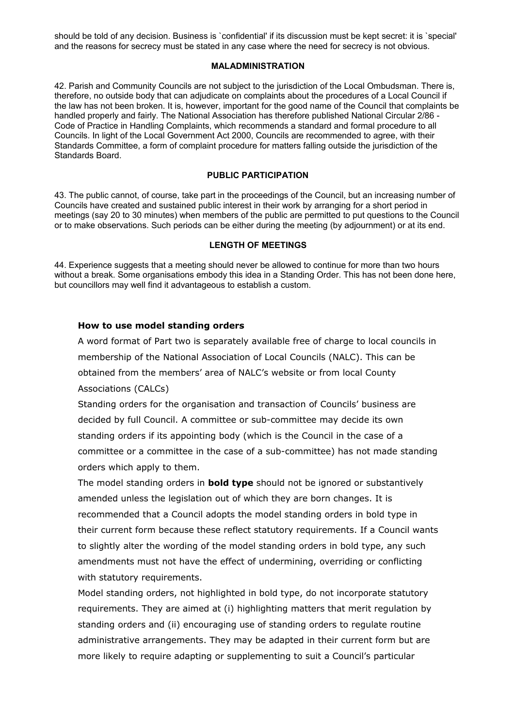should be told of any decision. Business is `confidential' if its discussion must be kept secret: it is `special' and the reasons for secrecy must be stated in any case where the need for secrecy is not obvious.

**MALADMINISTRATION**

42. Parish and Community Councils are not subject to the jurisdiction of the Local Ombudsman. There is, therefore, no outside body that can adjudicate on complaints about the procedures of a Local Council if the law has not been broken. It is, however, important for the good name of the Council that complaints be handled properly and fairly. The National Association has therefore published National Circular 2/86 - Code of Practice in Handling Complaints, which recommends a standard and formal procedure to all Councils. In light of the Local Government Act 2000, Councils are recommended to agree, with their Standards Committee, a form of complaint procedure for matters falling outside the jurisdiction of the Standards Board.

**PUBLIC PARTICIPATION**

43. The public cannot, of course, take part in the proceedings of the Council, but an increasing number of Councils have created and sustained public interest in their work by arranging for a short period in meetings (say 20 to 30 minutes) when members of the public are permitted to put questions to the Council or to make observations. Such periods can be either during the meeting (by adjournment) or at its end.

**LENGTH OF MEETINGS**

44. Experience suggests that a meeting should never be allowed to continue for more than two hours without a break. Some organisations embody this idea in a Standing Order. This has not been done here, but councillors may well find it advantageous to establish a custom.

### How to use model standing orders

A word format of Part two is separately available free of charge to local councils in membership of the National Association of Local Councils (NALC). This can be obtained from the members' area of NALC's website or from local County Associations (CALCs)

Standing orders for the organisation and transaction of Councils' business are decided by full Council. A committee or sub-committee may decide its own standing orders if its appointing body (which is the Council in the case of a committee or a committee in the case of a sub-committee) has not made standing orders which apply to them.

The model standing orders in **bold type** should not be ignored or substantively amended unless the legislation out of which they are born changes. It is recommended that a Council adopts the model standing orders in bold type in their current form because these reflect statutory requirements. If a Council wants to slightly alter the wording of the model standing orders in bold type, any such amendments must not have the effect of undermining, overriding or conflicting with statutory requirements.

Model standing orders, not highlighted in bold type, do not incorporate statutory requirements. They are aimed at (i) highlighting matters that merit regulation by standing orders and (ii) encouraging use of standing orders to regulate routine administrative arrangements. They may be adapted in their current form but are more likely to require adapting or supplementing to suit a Council's particular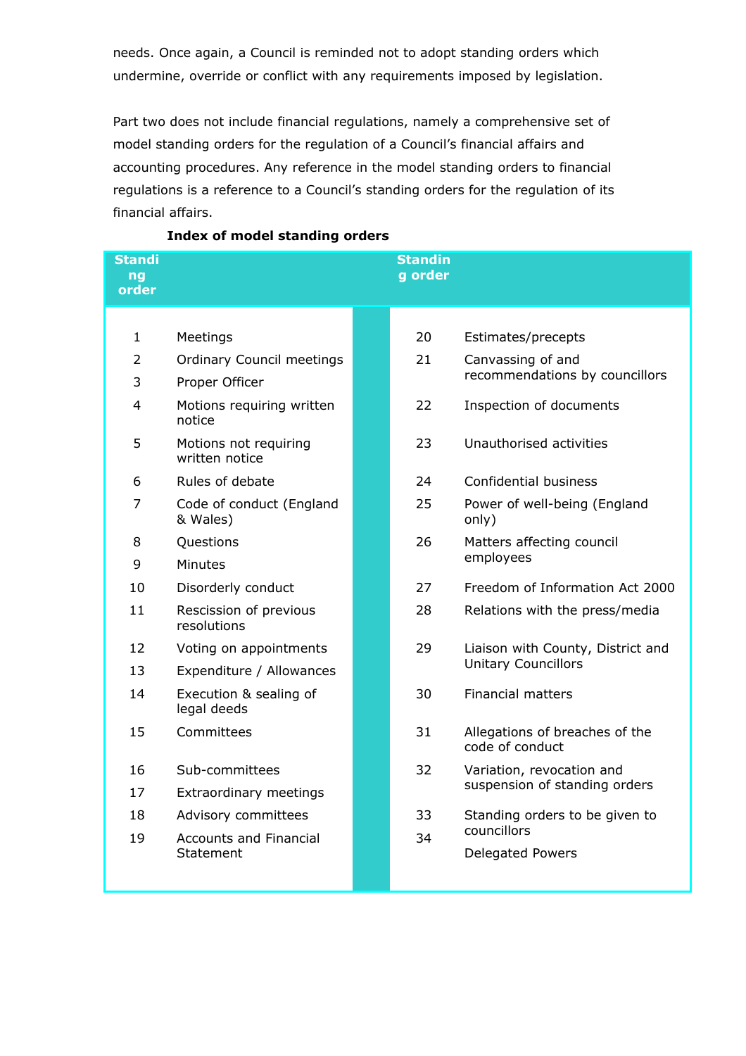needs. Once again, a Council is reminded not to adopt standing orders which undermine, override or conflict with any requirements imposed by legislation.

Part two does not include financial regulations, namely a comprehensive set of model standing orders for the regulation of a Council's financial affairs and accounting procedures. Any reference in the model standing orders to financial regulations is a reference to a Council's standing orders for the regulation of its financial affairs.

**Index of model standing orders**

| Standing order | | Standing order | |
|---|---|---|---|
| 1 | Meetings | 20 | Estimates/precepts |
| 2 | Ordinary Council meetings | 21 | Canvassing of and recommendations by councillors |
| 3 | Proper Officer | | |
| 4 | Motions requiring written notice | 22 | Inspection of documents |
| 5 | Motions not requiring written notice | 23 | Unauthorised activities |
| 6 | Rules of debate | 24 | Confidential business |
| 7 | Code of conduct (England & Wales) | 25 | Power of well-being (England only) |
| 8 | Questions | 26 | Matters affecting council employees |
| 9 | Minutes | | |
| 10 | Disorderly conduct | 27 | Freedom of Information Act 2000 |
| 11 | Rescission of previous resolutions | 28 | Relations with the press/media |
| 12 | Voting on appointments | 29 | Liaison with County, District and Unitary Councillors |
| 13 | Expenditure / Allowances | | |
| 14 | Execution & sealing of legal deeds | 30 | Financial matters |
| 15 | Committees | 31 | Allegations of breaches of the code of conduct |
| 16 | Sub-committees | 32 | Variation, revocation and suspension of standing orders |
| 17 | Extraordinary meetings | | |
| 18 | Advisory committees | 33 | Standing orders to be given to councillors |
| 19 | Accounts and Financial Statement | 34 | Delegated Powers |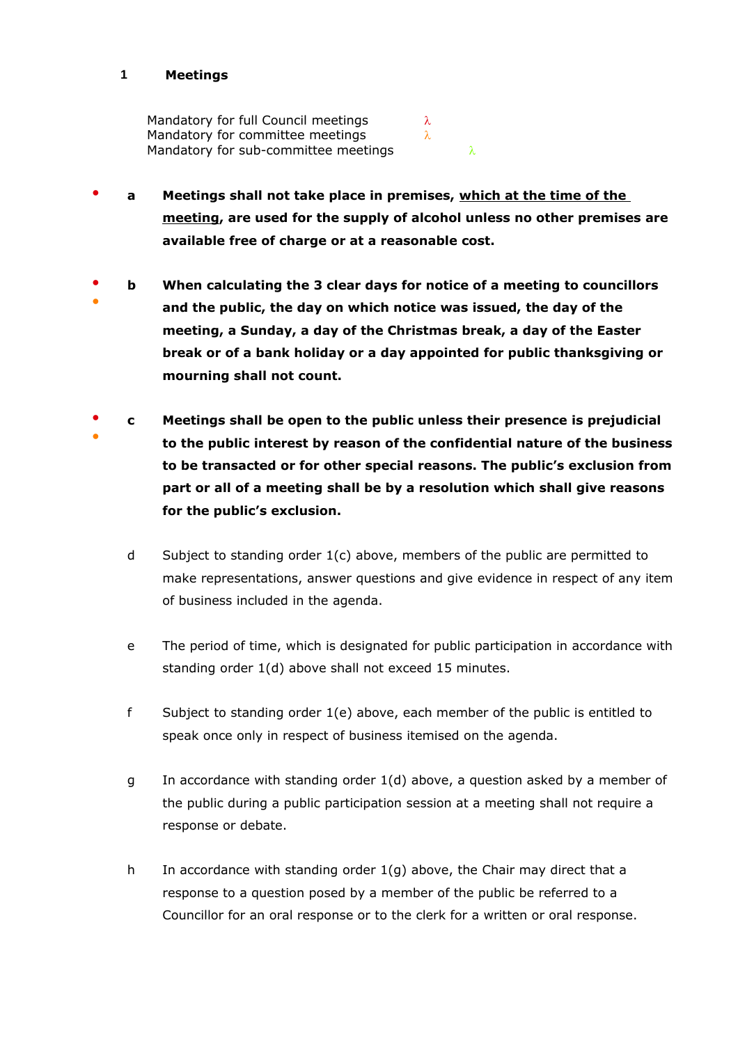## 1 Meetings

Mandatory for full Council meetings λ
Mandatory for committee meetings λ
Mandatory for sub-committee meetings λ

- **a** **Meetings shall not take place in premises, <u>which at the time of the meeting</u>, are used for the supply of alcohol unless no other premises are available free of charge or at a reasonable cost.**

- **b** **When calculating the 3 clear days for notice of a meeting to councillors and the public, the day on which notice was issued, the day of the meeting, a Sunday, a day of the Christmas break, a day of the Easter break or of a bank holiday or a day appointed for public thanksgiving or mourning shall not count.**

- **c** **Meetings shall be open to the public unless their presence is prejudicial to the public interest by reason of the confidential nature of the business to be transacted or for other special reasons. The public's exclusion from part or all of a meeting shall be by a resolution which shall give reasons for the public's exclusion.**

- d Subject to standing order 1(c) above, members of the public are permitted to make representations, answer questions and give evidence in respect of any item of business included in the agenda.

- e The period of time, which is designated for public participation in accordance with standing order 1(d) above shall not exceed 15 minutes.

- f Subject to standing order 1(e) above, each member of the public is entitled to speak once only in respect of business itemised on the agenda.

- g In accordance with standing order 1(d) above, a question asked by a member of the public during a public participation session at a meeting shall not require a response or debate.

- h In accordance with standing order 1(g) above, the Chair may direct that a response to a question posed by a member of the public be referred to a Councillor for an oral response or to the clerk for a written or oral response.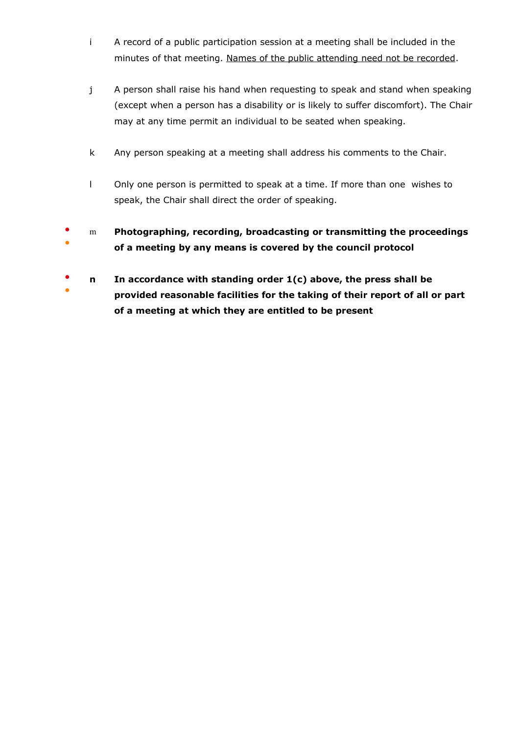i A record of a public participation session at a meeting shall be included in the minutes of that meeting. <u>Names of the public attending need not be recorded</u>.

j A person shall raise his hand when requesting to speak and stand when speaking (except when a person has a disability or is likely to suffer discomfort). The Chair may at any time permit an individual to be seated when speaking.

k Any person speaking at a meeting shall address his comments to the Chair.

l Only one person is permitted to speak at a time. If more than one wishes to speak, the Chair shall direct the order of speaking.

m **Photographing, recording, broadcasting or transmitting the proceedings of a meeting by any means is covered by the council protocol**

**n In accordance with standing order 1(c) above, the press shall be provided reasonable facilities for the taking of their report of all or part of a meeting at which they are entitled to be present**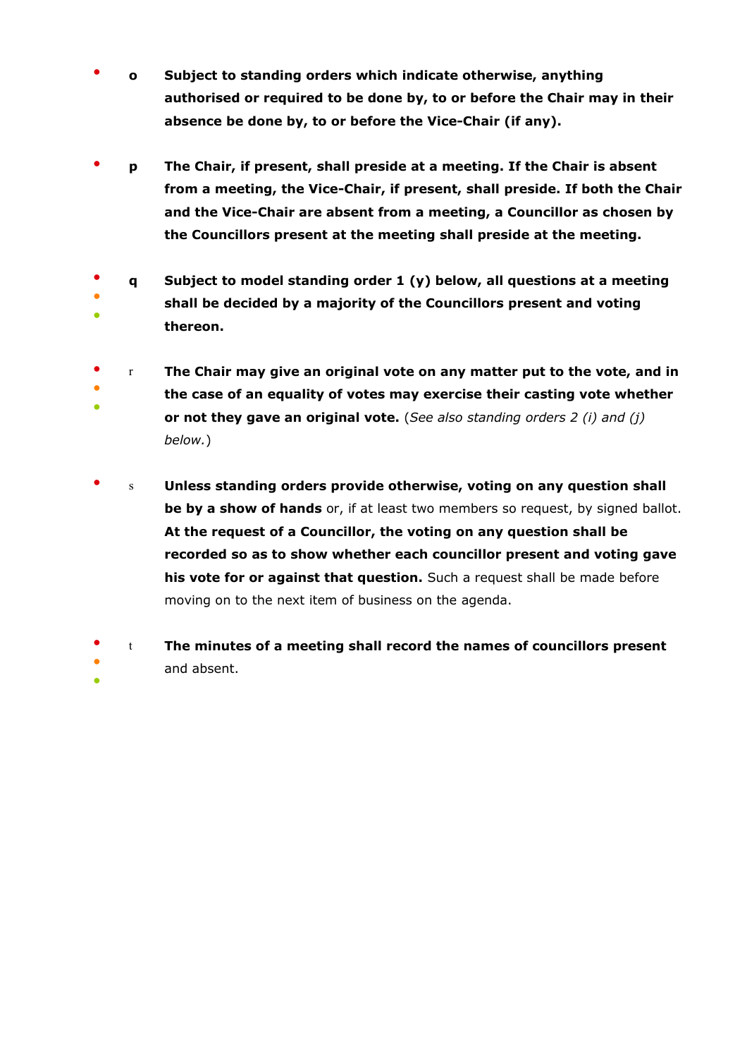- o **Subject to standing orders which indicate otherwise, anything authorised or required to be done by, to or before the Chair may in their absence be done by, to or before the Vice-Chair (if any).**

- p **The Chair, if present, shall preside at a meeting. If the Chair is absent from a meeting, the Vice-Chair, if present, shall preside. If both the Chair and the Vice-Chair are absent from a meeting, a Councillor as chosen by the Councillors present at the meeting shall preside at the meeting.**

- q **Subject to model standing order 1 (y) below, all questions at a meeting shall be decided by a majority of the Councillors present and voting thereon.**

- r **The Chair may give an original vote on any matter put to the vote, and in the case of an equality of votes may exercise their casting vote whether or not they gave an original vote.** (*See also standing orders 2 (i) and (j) below.*)

- s **Unless standing orders provide otherwise, voting on any question shall be by a show of hands** or, if at least two members so request, by signed ballot. **At the request of a Councillor, the voting on any question shall be recorded so as to show whether each councillor present and voting gave his vote for or against that question.** Such a request shall be made before moving on to the next item of business on the agenda.

- t **The minutes of a meeting shall record the names of councillors present** and absent.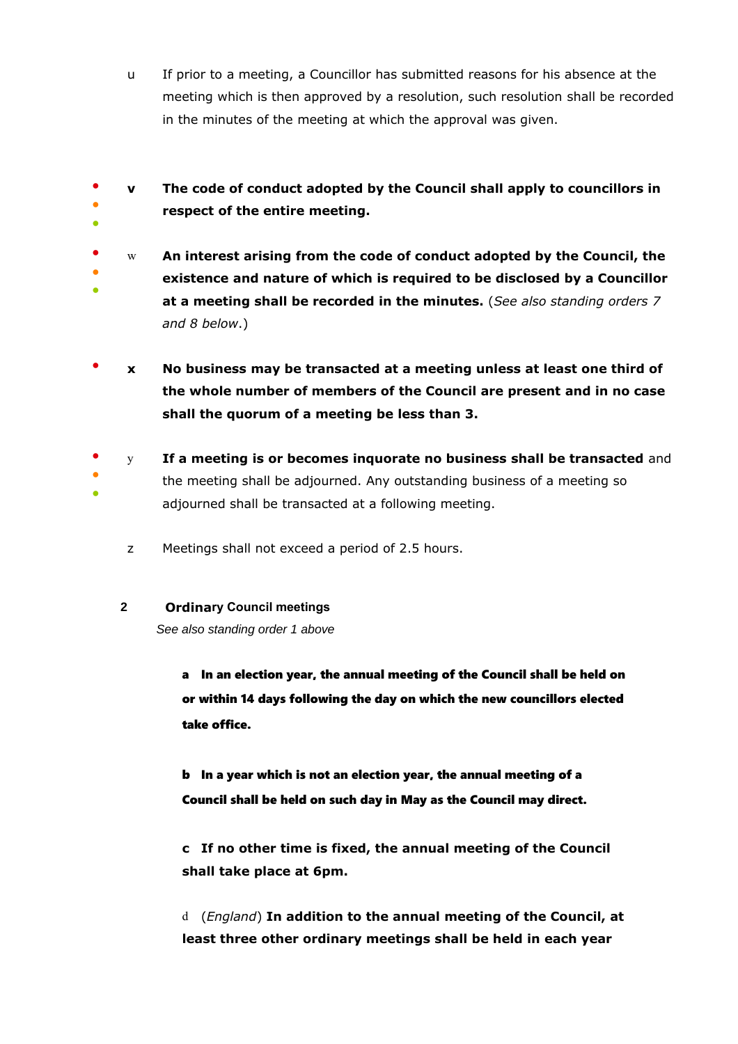u  If prior to a meeting, a Councillor has submitted reasons for his absence at the meeting which is then approved by a resolution, such resolution shall be recorded in the minutes of the meeting at which the approval was given.

v  **The code of conduct adopted by the Council shall apply to councillors in respect of the entire meeting.**

w  **An interest arising from the code of conduct adopted by the Council, the existence and nature of which is required to be disclosed by a Councillor at a meeting shall be recorded in the minutes.** (*See also standing orders 7 and 8 below*.)

x  **No business may be transacted at a meeting unless at least one third of the whole number of members of the Council are present and in no case shall the quorum of a meeting be less than 3.**

y  **If a meeting is or becomes inquorate no business shall be transacted** and the meeting shall be adjourned. Any outstanding business of a meeting so adjourned shall be transacted at a following meeting.

z  Meetings shall not exceed a period of 2.5 hours.

## 2  Ordinary Council meetings

*See also standing order 1 above*

a  **In an election year, the annual meeting of the Council shall be held on or within 14 days following the day on which the new councillors elected take office.**

b  **In a year which is not an election year, the annual meeting of a Council shall be held on such day in May as the Council may direct.**

c  **If no other time is fixed, the annual meeting of the Council shall take place at 6pm.**

d  (*England*) **In addition to the annual meeting of the Council, at least three other ordinary meetings shall be held in each year**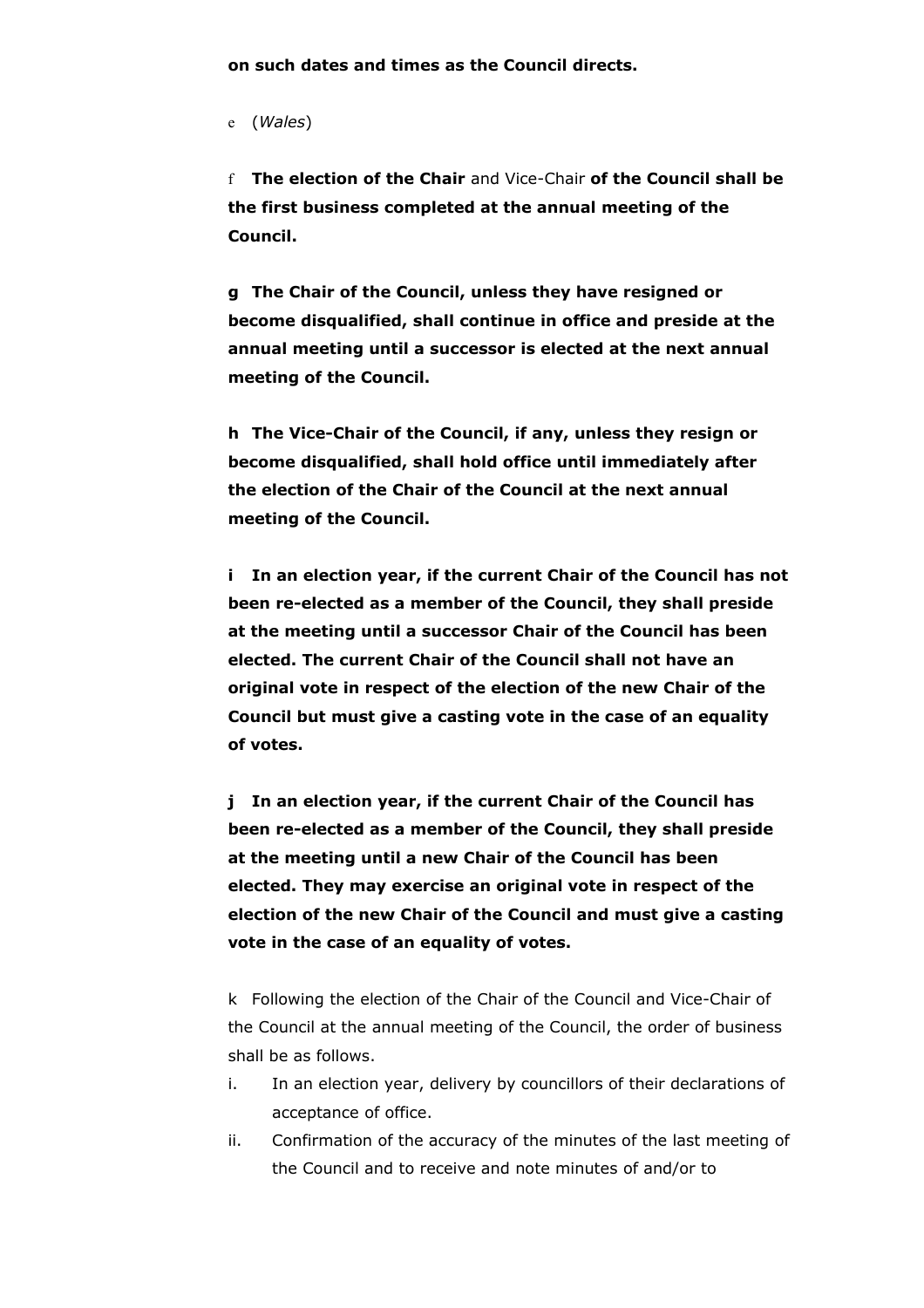**on such dates and times as the Council directs.**

e (*Wales*)

f **The election of the Chair** and Vice-Chair **of the Council shall be the first business completed at the annual meeting of the Council.**

**g The Chair of the Council, unless they have resigned or become disqualified, shall continue in office and preside at the annual meeting until a successor is elected at the next annual meeting of the Council.**

**h The Vice-Chair of the Council, if any, unless they resign or become disqualified, shall hold office until immediately after the election of the Chair of the Council at the next annual meeting of the Council.**

**i In an election year, if the current Chair of the Council has not been re-elected as a member of the Council, they shall preside at the meeting until a successor Chair of the Council has been elected. The current Chair of the Council shall not have an original vote in respect of the election of the new Chair of the Council but must give a casting vote in the case of an equality of votes.**

**j In an election year, if the current Chair of the Council has been re-elected as a member of the Council, they shall preside at the meeting until a new Chair of the Council has been elected. They may exercise an original vote in respect of the election of the new Chair of the Council and must give a casting vote in the case of an equality of votes.**

k Following the election of the Chair of the Council and Vice-Chair of the Council at the annual meeting of the Council, the order of business shall be as follows.

i. In an election year, delivery by councillors of their declarations of acceptance of office.
ii. Confirmation of the accuracy of the minutes of the last meeting of the Council and to receive and note minutes of and/or to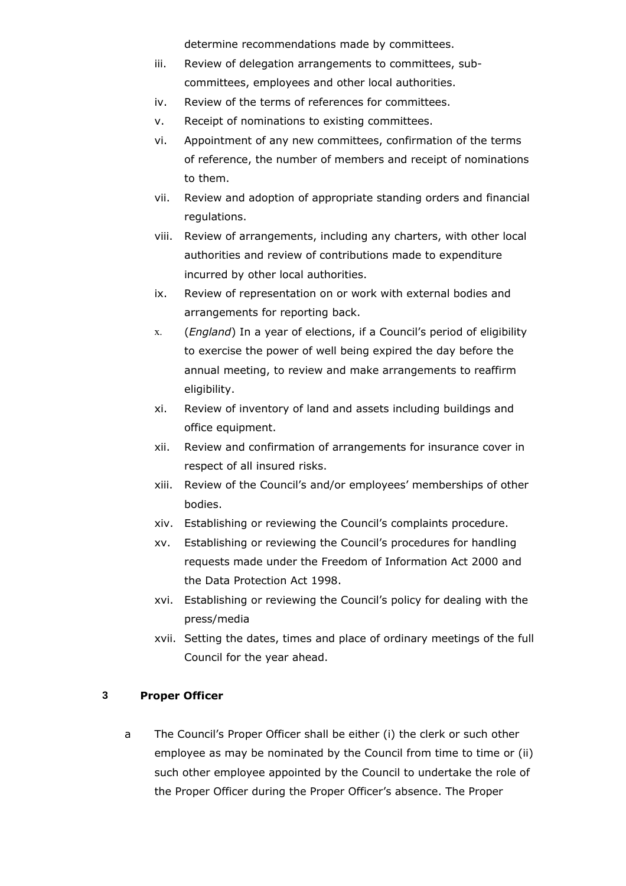determine recommendations made by committees.

iii. Review of delegation arrangements to committees, sub-committees, employees and other local authorities.
iv. Review of the terms of references for committees.
v. Receipt of nominations to existing committees.
vi. Appointment of any new committees, confirmation of the terms of reference, the number of members and receipt of nominations to them.
vii. Review and adoption of appropriate standing orders and financial regulations.
viii. Review of arrangements, including any charters, with other local authorities and review of contributions made to expenditure incurred by other local authorities.
ix. Review of representation on or work with external bodies and arrangements for reporting back.
x. (*England*) In a year of elections, if a Council's period of eligibility to exercise the power of well being expired the day before the annual meeting, to review and make arrangements to reaffirm eligibility.
xi. Review of inventory of land and assets including buildings and office equipment.
xii. Review and confirmation of arrangements for insurance cover in respect of all insured risks.
xiii. Review of the Council's and/or employees' memberships of other bodies.
xiv. Establishing or reviewing the Council's complaints procedure.
xv. Establishing or reviewing the Council's procedures for handling requests made under the Freedom of Information Act 2000 and the Data Protection Act 1998.
xvi. Establishing or reviewing the Council's policy for dealing with the press/media
xvii. Setting the dates, times and place of ordinary meetings of the full Council for the year ahead.

## 3 Proper Officer

a The Council's Proper Officer shall be either (i) the clerk or such other employee as may be nominated by the Council from time to time or (ii) such other employee appointed by the Council to undertake the role of the Proper Officer during the Proper Officer's absence. The Proper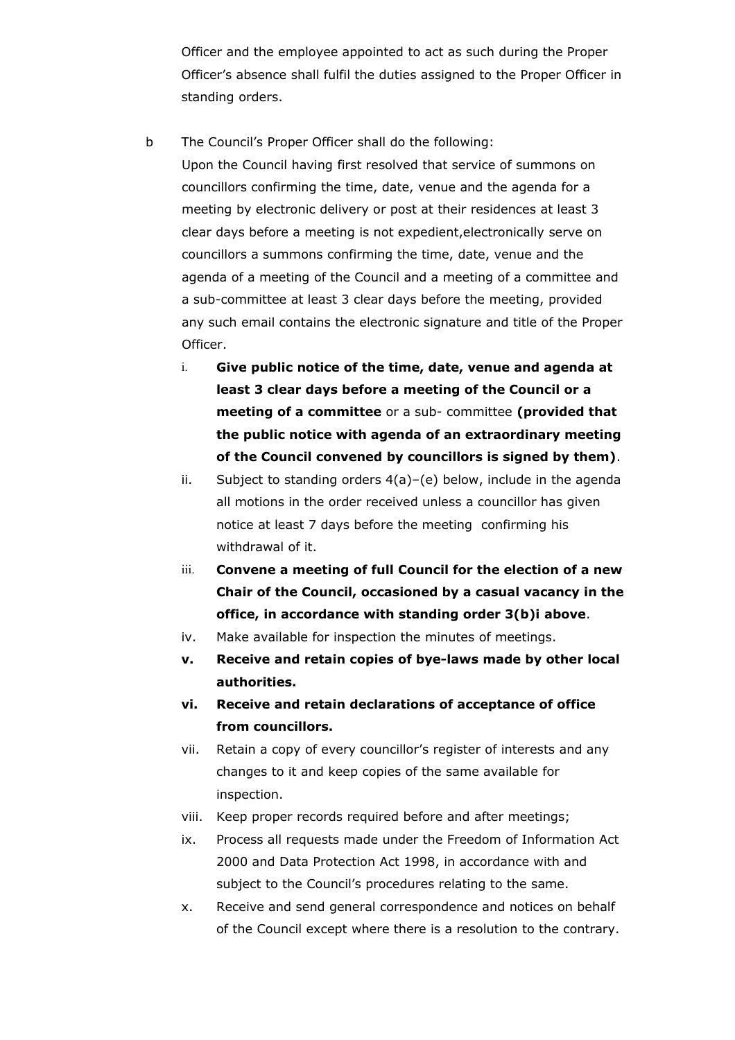Officer and the employee appointed to act as such during the Proper Officer's absence shall fulfil the duties assigned to the Proper Officer in standing orders.

b The Council's Proper Officer shall do the following:

Upon the Council having first resolved that service of summons on councillors confirming the time, date, venue and the agenda for a meeting by electronic delivery or post at their residences at least 3 clear days before a meeting is not expedient,electronically serve on councillors a summons confirming the time, date, venue and the agenda of a meeting of the Council and a meeting of a committee and a sub-committee at least 3 clear days before the meeting, provided any such email contains the electronic signature and title of the Proper Officer.

i. **Give public notice of the time, date, venue and agenda at least 3 clear days before a meeting of the Council or a meeting of a committee** or a sub- committee **(provided that the public notice with agenda of an extraordinary meeting of the Council convened by councillors is signed by them)**.

ii. Subject to standing orders 4(a)–(e) below, include in the agenda all motions in the order received unless a councillor has given notice at least 7 days before the meeting confirming his withdrawal of it.

iii. **Convene a meeting of full Council for the election of a new Chair of the Council, occasioned by a casual vacancy in the office, in accordance with standing order 3(b)i above**.

iv. Make available for inspection the minutes of meetings.

**v. Receive and retain copies of bye-laws made by other local authorities.**

**vi. Receive and retain declarations of acceptance of office from councillors.**

vii. Retain a copy of every councillor's register of interests and any changes to it and keep copies of the same available for inspection.

viii. Keep proper records required before and after meetings;

ix. Process all requests made under the Freedom of Information Act 2000 and Data Protection Act 1998, in accordance with and subject to the Council's procedures relating to the same.

x. Receive and send general correspondence and notices on behalf of the Council except where there is a resolution to the contrary.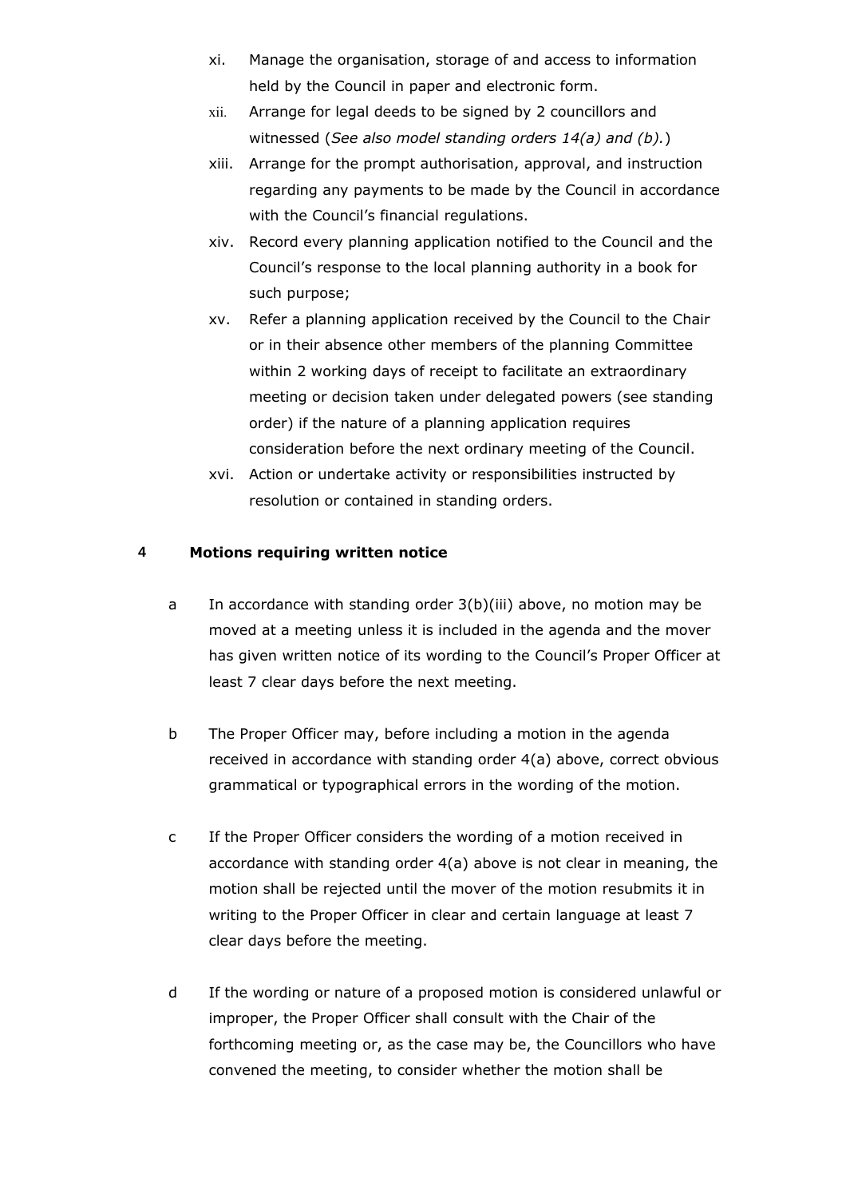xi. Manage the organisation, storage of and access to information held by the Council in paper and electronic form.

xii. Arrange for legal deeds to be signed by 2 councillors and witnessed (*See also model standing orders 14(a) and (b).*)

xiii. Arrange for the prompt authorisation, approval, and instruction regarding any payments to be made by the Council in accordance with the Council's financial regulations.

xiv. Record every planning application notified to the Council and the Council's response to the local planning authority in a book for such purpose;

xv. Refer a planning application received by the Council to the Chair or in their absence other members of the planning Committee within 2 working days of receipt to facilitate an extraordinary meeting or decision taken under delegated powers (see standing order) if the nature of a planning application requires consideration before the next ordinary meeting of the Council.

xvi. Action or undertake activity or responsibilities instructed by resolution or contained in standing orders.

## 4 Motions requiring written notice

a In accordance with standing order 3(b)(iii) above, no motion may be moved at a meeting unless it is included in the agenda and the mover has given written notice of its wording to the Council's Proper Officer at least 7 clear days before the next meeting.

b The Proper Officer may, before including a motion in the agenda received in accordance with standing order 4(a) above, correct obvious grammatical or typographical errors in the wording of the motion.

c If the Proper Officer considers the wording of a motion received in accordance with standing order 4(a) above is not clear in meaning, the motion shall be rejected until the mover of the motion resubmits it in writing to the Proper Officer in clear and certain language at least 7 clear days before the meeting.

d If the wording or nature of a proposed motion is considered unlawful or improper, the Proper Officer shall consult with the Chair of the forthcoming meeting or, as the case may be, the Councillors who have convened the meeting, to consider whether the motion shall be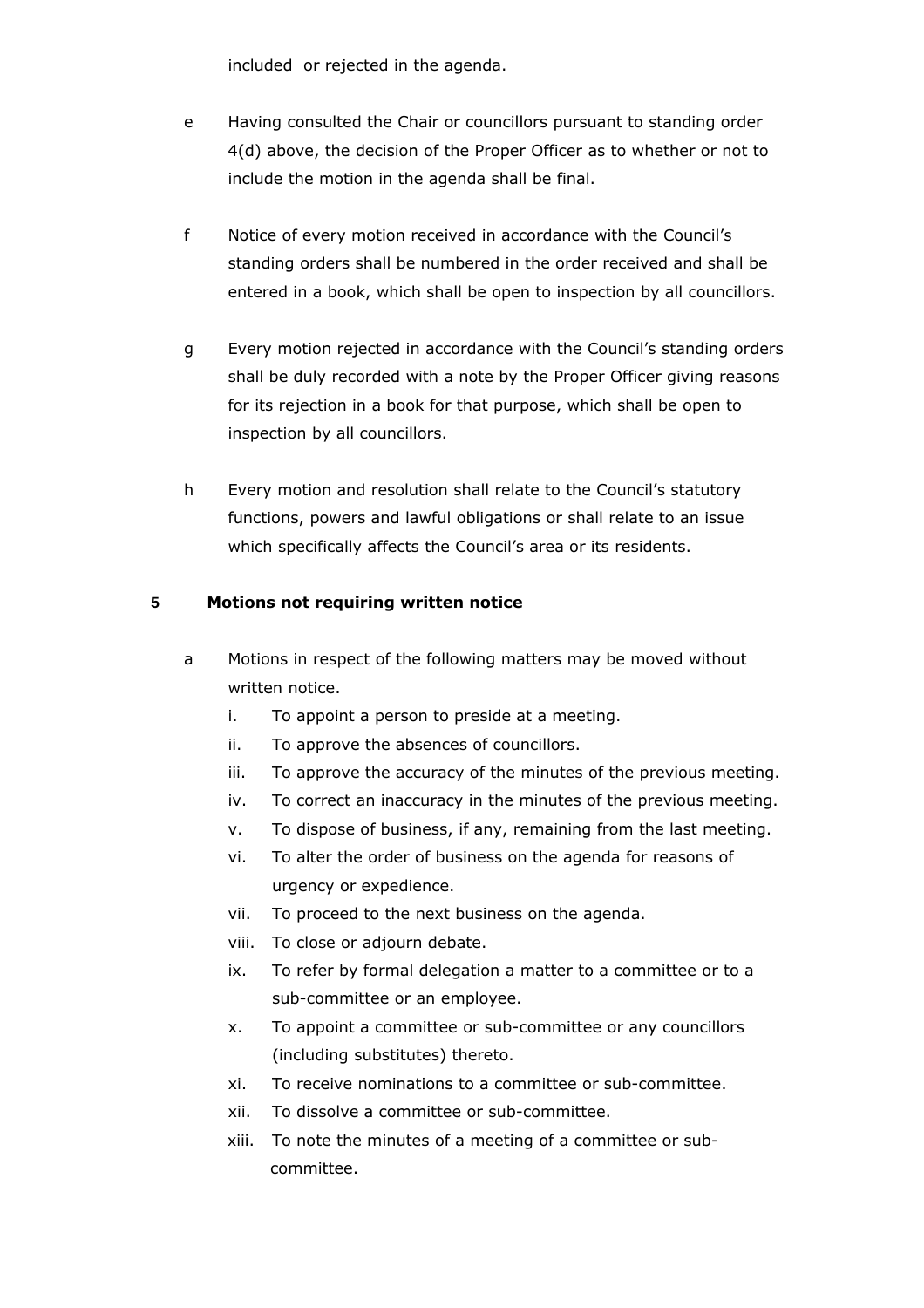included or rejected in the agenda.

e Having consulted the Chair or councillors pursuant to standing order 4(d) above, the decision of the Proper Officer as to whether or not to include the motion in the agenda shall be final.

f Notice of every motion received in accordance with the Council's standing orders shall be numbered in the order received and shall be entered in a book, which shall be open to inspection by all councillors.

g Every motion rejected in accordance with the Council's standing orders shall be duly recorded with a note by the Proper Officer giving reasons for its rejection in a book for that purpose, which shall be open to inspection by all councillors.

h Every motion and resolution shall relate to the Council's statutory functions, powers and lawful obligations or shall relate to an issue which specifically affects the Council's area or its residents.

## 5 Motions not requiring written notice

a Motions in respect of the following matters may be moved without written notice.

i. To appoint a person to preside at a meeting.
ii. To approve the absences of councillors.
iii. To approve the accuracy of the minutes of the previous meeting.
iv. To correct an inaccuracy in the minutes of the previous meeting.
v. To dispose of business, if any, remaining from the last meeting.
vi. To alter the order of business on the agenda for reasons of urgency or expedience.
vii. To proceed to the next business on the agenda.
viii. To close or adjourn debate.
ix. To refer by formal delegation a matter to a committee or to a sub-committee or an employee.
x. To appoint a committee or sub-committee or any councillors (including substitutes) thereto.
xi. To receive nominations to a committee or sub-committee.
xii. To dissolve a committee or sub-committee.
xiii. To note the minutes of a meeting of a committee or sub-committee.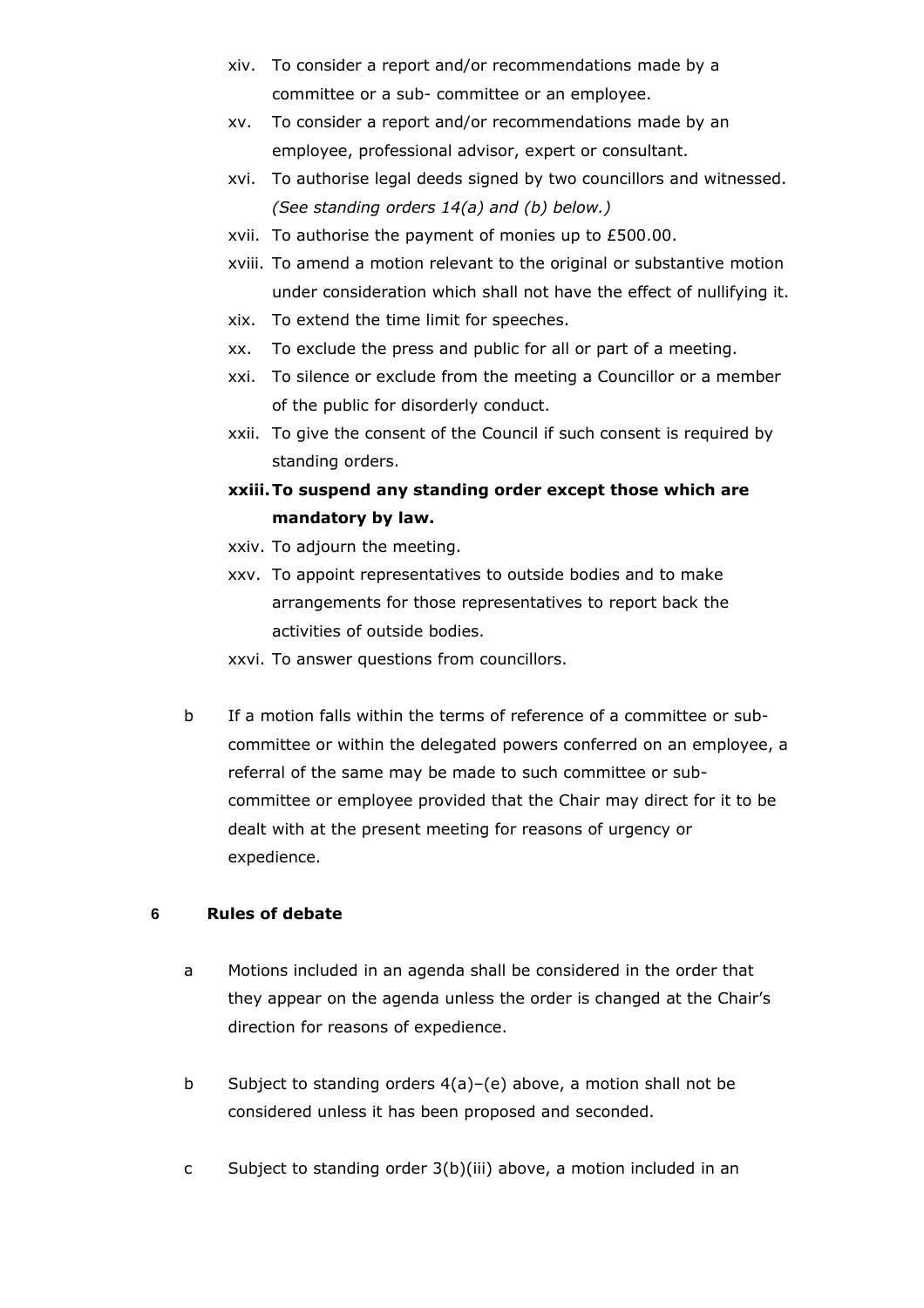xiv. To consider a report and/or recommendations made by a committee or a sub- committee or an employee.

xv. To consider a report and/or recommendations made by an employee, professional advisor, expert or consultant.

xvi. To authorise legal deeds signed by two councillors and witnessed. *(See standing orders 14(a) and (b) below.)*

xvii. To authorise the payment of monies up to £500.00.

xviii. To amend a motion relevant to the original or substantive motion under consideration which shall not have the effect of nullifying it.

xix. To extend the time limit for speeches.

xx. To exclude the press and public for all or part of a meeting.

xxi. To silence or exclude from the meeting a Councillor or a member of the public for disorderly conduct.

xxii. To give the consent of the Council if such consent is required by standing orders.

**xxiii. To suspend any standing order except those which are mandatory by law.**

xxiv. To adjourn the meeting.

xxv. To appoint representatives to outside bodies and to make arrangements for those representatives to report back the activities of outside bodies.

xxvi. To answer questions from councillors.

b If a motion falls within the terms of reference of a committee or sub-committee or within the delegated powers conferred on an employee, a referral of the same may be made to such committee or sub-committee or employee provided that the Chair may direct for it to be dealt with at the present meeting for reasons of urgency or expedience.

## 6 Rules of debate

a Motions included in an agenda shall be considered in the order that they appear on the agenda unless the order is changed at the Chair's direction for reasons of expedience.

b Subject to standing orders 4(a)–(e) above, a motion shall not be considered unless it has been proposed and seconded.

c Subject to standing order 3(b)(iii) above, a motion included in an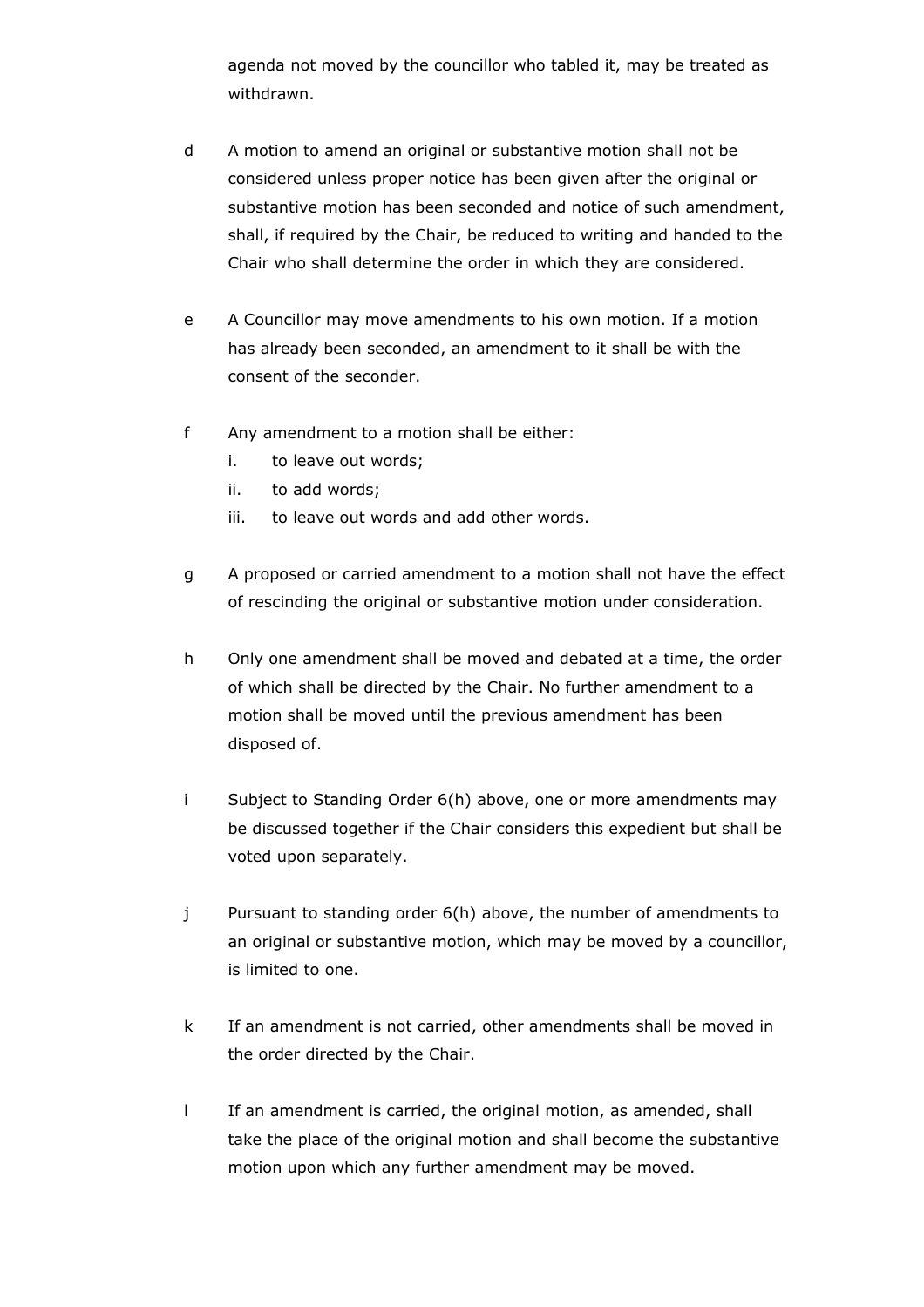agenda not moved by the councillor who tabled it, may be treated as withdrawn.

d A motion to amend an original or substantive motion shall not be considered unless proper notice has been given after the original or substantive motion has been seconded and notice of such amendment, shall, if required by the Chair, be reduced to writing and handed to the Chair who shall determine the order in which they are considered.

e A Councillor may move amendments to his own motion. If a motion has already been seconded, an amendment to it shall be with the consent of the seconder.

f Any amendment to a motion shall be either:

   i. to leave out words;
   ii. to add words;
   iii. to leave out words and add other words.

g A proposed or carried amendment to a motion shall not have the effect of rescinding the original or substantive motion under consideration.

h Only one amendment shall be moved and debated at a time, the order of which shall be directed by the Chair. No further amendment to a motion shall be moved until the previous amendment has been disposed of.

i Subject to Standing Order 6(h) above, one or more amendments may be discussed together if the Chair considers this expedient but shall be voted upon separately.

j Pursuant to standing order 6(h) above, the number of amendments to an original or substantive motion, which may be moved by a councillor, is limited to one.

k If an amendment is not carried, other amendments shall be moved in the order directed by the Chair.

l If an amendment is carried, the original motion, as amended, shall take the place of the original motion and shall become the substantive motion upon which any further amendment may be moved.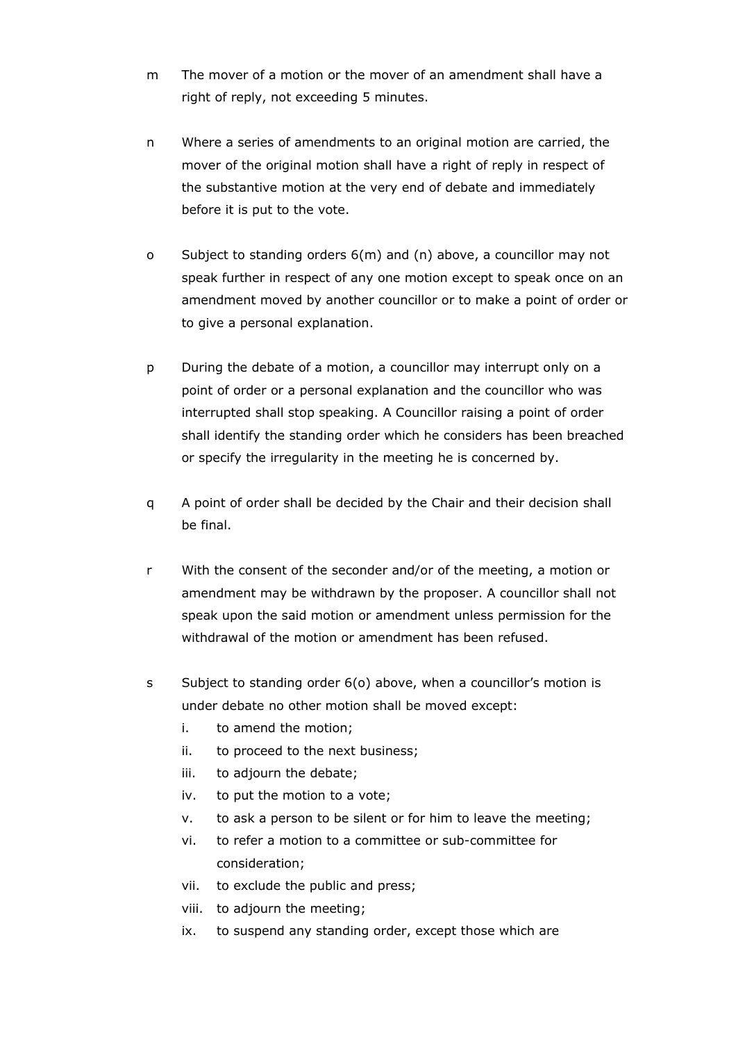m The mover of a motion or the mover of an amendment shall have a right of reply, not exceeding 5 minutes.

n Where a series of amendments to an original motion are carried, the mover of the original motion shall have a right of reply in respect of the substantive motion at the very end of debate and immediately before it is put to the vote.

o Subject to standing orders 6(m) and (n) above, a councillor may not speak further in respect of any one motion except to speak once on an amendment moved by another councillor or to make a point of order or to give a personal explanation.

p During the debate of a motion, a councillor may interrupt only on a point of order or a personal explanation and the councillor who was interrupted shall stop speaking. A Councillor raising a point of order shall identify the standing order which he considers has been breached or specify the irregularity in the meeting he is concerned by.

q A point of order shall be decided by the Chair and their decision shall be final.

r With the consent of the seconder and/or of the meeting, a motion or amendment may be withdrawn by the proposer. A councillor shall not speak upon the said motion or amendment unless permission for the withdrawal of the motion or amendment has been refused.

s Subject to standing order 6(o) above, when a councillor's motion is under debate no other motion shall be moved except:

   i. to amend the motion;
   ii. to proceed to the next business;
   iii. to adjourn the debate;
   iv. to put the motion to a vote;
   v. to ask a person to be silent or for him to leave the meeting;
   vi. to refer a motion to a committee or sub-committee for consideration;
   vii. to exclude the public and press;
   viii. to adjourn the meeting;
   ix. to suspend any standing order, except those which are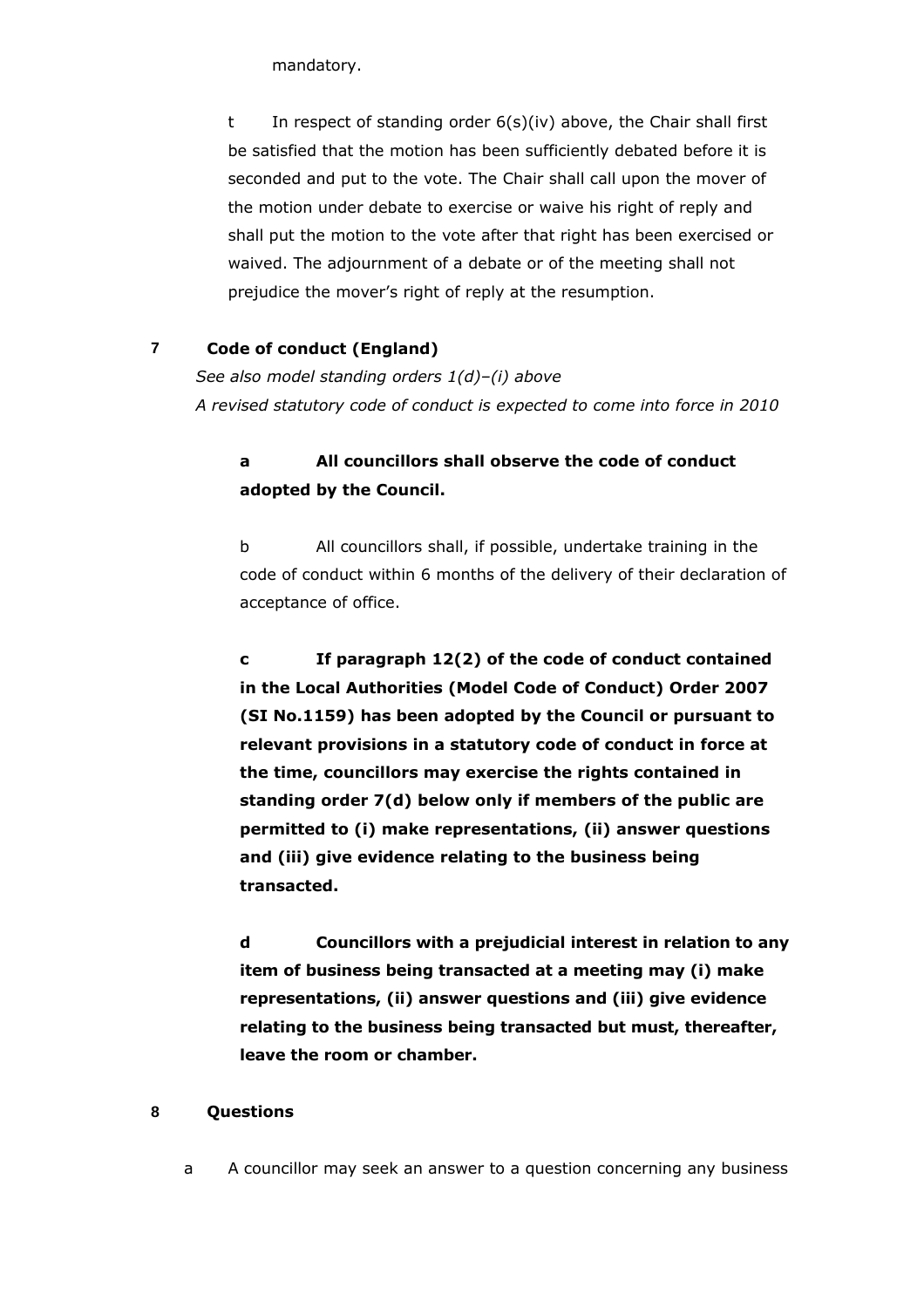mandatory.

t In respect of standing order 6(s)(iv) above, the Chair shall first be satisfied that the motion has been sufficiently debated before it is seconded and put to the vote. The Chair shall call upon the mover of the motion under debate to exercise or waive his right of reply and shall put the motion to the vote after that right has been exercised or waived. The adjournment of a debate or of the meeting shall not prejudice the mover's right of reply at the resumption.

## 7 Code of conduct (England)

*See also model standing orders 1(d)–(i) above*
*A revised statutory code of conduct is expected to come into force in 2010*

**a All councillors shall observe the code of conduct adopted by the Council.**

b All councillors shall, if possible, undertake training in the code of conduct within 6 months of the delivery of their declaration of acceptance of office.

**c If paragraph 12(2) of the code of conduct contained in the Local Authorities (Model Code of Conduct) Order 2007 (SI No.1159) has been adopted by the Council or pursuant to relevant provisions in a statutory code of conduct in force at the time, councillors may exercise the rights contained in standing order 7(d) below only if members of the public are permitted to (i) make representations, (ii) answer questions and (iii) give evidence relating to the business being transacted.**

**d Councillors with a prejudicial interest in relation to any item of business being transacted at a meeting may (i) make representations, (ii) answer questions and (iii) give evidence relating to the business being transacted but must, thereafter, leave the room or chamber.**

## 8 Questions

a A councillor may seek an answer to a question concerning any business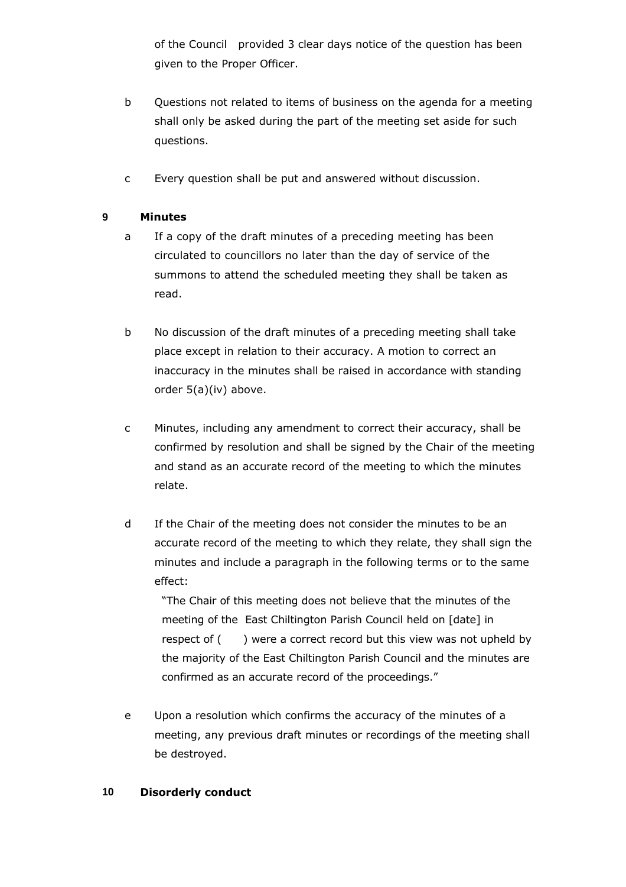of the Council provided 3 clear days notice of the question has been given to the Proper Officer.

b Questions not related to items of business on the agenda for a meeting shall only be asked during the part of the meeting set aside for such questions.

c Every question shall be put and answered without discussion.

**9 Minutes**

a If a copy of the draft minutes of a preceding meeting has been circulated to councillors no later than the day of service of the summons to attend the scheduled meeting they shall be taken as read.

b No discussion of the draft minutes of a preceding meeting shall take place except in relation to their accuracy. A motion to correct an inaccuracy in the minutes shall be raised in accordance with standing order 5(a)(iv) above.

c Minutes, including any amendment to correct their accuracy, shall be confirmed by resolution and shall be signed by the Chair of the meeting and stand as an accurate record of the meeting to which the minutes relate.

d If the Chair of the meeting does not consider the minutes to be an accurate record of the meeting to which they relate, they shall sign the minutes and include a paragraph in the following terms or to the same effect:

"The Chair of this meeting does not believe that the minutes of the meeting of the East Chiltington Parish Council held on [date] in respect of ( ) were a correct record but this view was not upheld by the majority of the East Chiltington Parish Council and the minutes are confirmed as an accurate record of the proceedings."

e Upon a resolution which confirms the accuracy of the minutes of a meeting, any previous draft minutes or recordings of the meeting shall be destroyed.

**10 Disorderly conduct**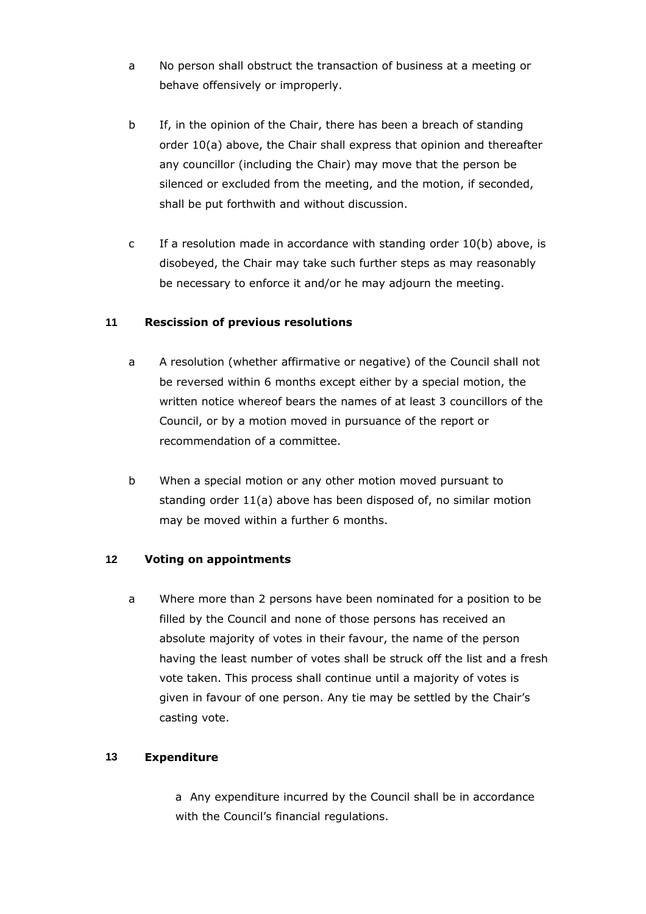a No person shall obstruct the transaction of business at a meeting or behave offensively or improperly.

b If, in the opinion of the Chair, there has been a breach of standing order 10(a) above, the Chair shall express that opinion and thereafter any councillor (including the Chair) may move that the person be silenced or excluded from the meeting, and the motion, if seconded, shall be put forthwith and without discussion.

c If a resolution made in accordance with standing order 10(b) above, is disobeyed, the Chair may take such further steps as may reasonably be necessary to enforce it and/or he may adjourn the meeting.

## 11 Rescission of previous resolutions

a A resolution (whether affirmative or negative) of the Council shall not be reversed within 6 months except either by a special motion, the written notice whereof bears the names of at least 3 councillors of the Council, or by a motion moved in pursuance of the report or recommendation of a committee.

b When a special motion or any other motion moved pursuant to standing order 11(a) above has been disposed of, no similar motion may be moved within a further 6 months.

## 12 Voting on appointments

a Where more than 2 persons have been nominated for a position to be filled by the Council and none of those persons has received an absolute majority of votes in their favour, the name of the person having the least number of votes shall be struck off the list and a fresh vote taken. This process shall continue until a majority of votes is given in favour of one person. Any tie may be settled by the Chair's casting vote.

## 13 Expenditure

a Any expenditure incurred by the Council shall be in accordance with the Council's financial regulations.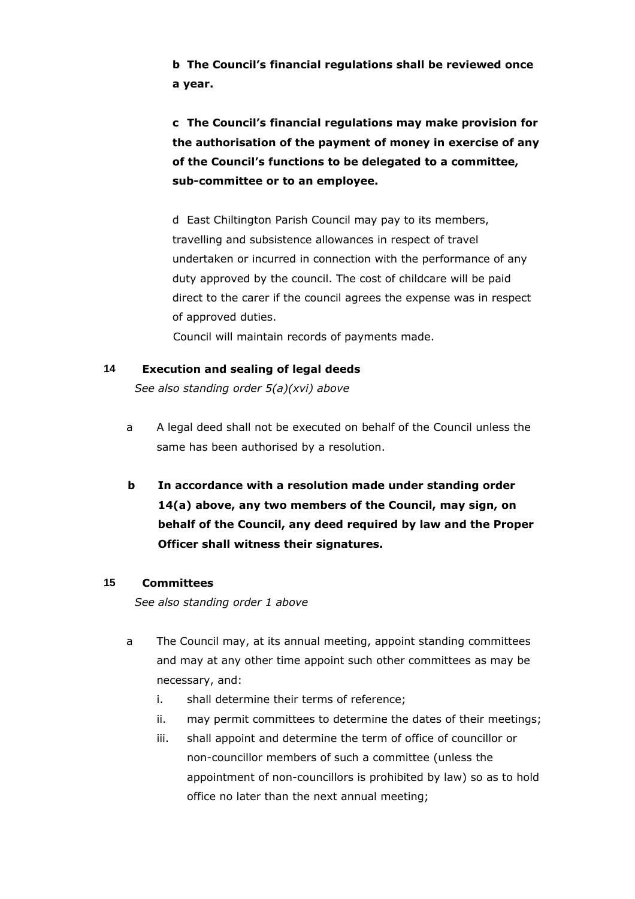**b The Council's financial regulations shall be reviewed once a year.**

**c The Council's financial regulations may make provision for the authorisation of the payment of money in exercise of any of the Council's functions to be delegated to a committee, sub-committee or to an employee.**

d East Chiltington Parish Council may pay to its members, travelling and subsistence allowances in respect of travel undertaken or incurred in connection with the performance of any duty approved by the council. The cost of childcare will be paid direct to the carer if the council agrees the expense was in respect of approved duties.
Council will maintain records of payments made.

## 14 Execution and sealing of legal deeds

*See also standing order 5(a)(xvi) above*

a A legal deed shall not be executed on behalf of the Council unless the same has been authorised by a resolution.

**b In accordance with a resolution made under standing order 14(a) above, any two members of the Council, may sign, on behalf of the Council, any deed required by law and the Proper Officer shall witness their signatures.**

## 15 Committees

*See also standing order 1 above*

a The Council may, at its annual meeting, appoint standing committees and may at any other time appoint such other committees as may be necessary, and:

i. shall determine their terms of reference;
ii. may permit committees to determine the dates of their meetings;
iii. shall appoint and determine the term of office of councillor or non-councillor members of such a committee (unless the appointment of non-councillors is prohibited by law) so as to hold office no later than the next annual meeting;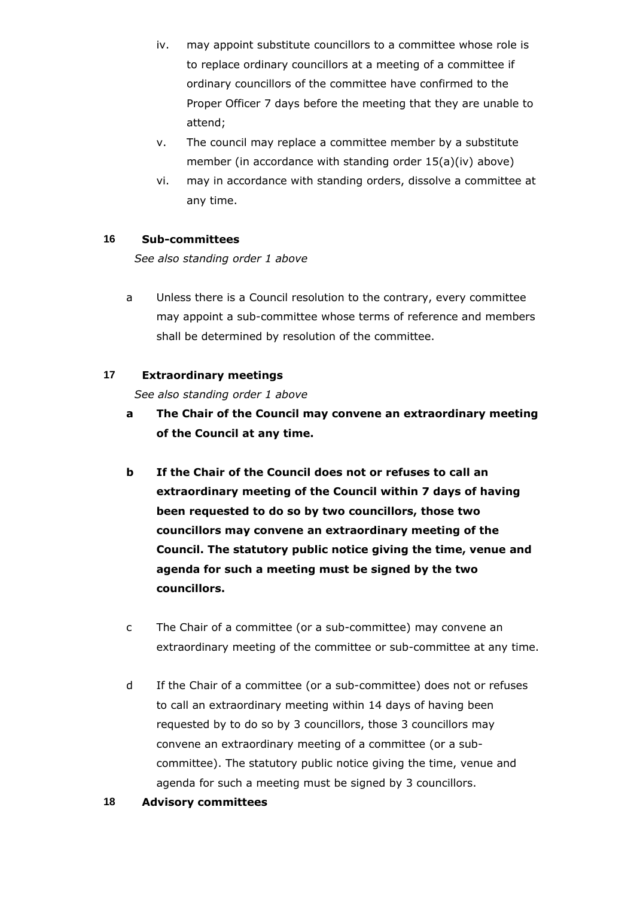iv. may appoint substitute councillors to a committee whose role is to replace ordinary councillors at a meeting of a committee if ordinary councillors of the committee have confirmed to the Proper Officer 7 days before the meeting that they are unable to attend;

v. The council may replace a committee member by a substitute member (in accordance with standing order 15(a)(iv) above)

vi. may in accordance with standing orders, dissolve a committee at any time.

## 16 Sub-committees

*See also standing order 1 above*

a Unless there is a Council resolution to the contrary, every committee may appoint a sub-committee whose terms of reference and members shall be determined by resolution of the committee.

## 17 Extraordinary meetings

*See also standing order 1 above*

**a The Chair of the Council may convene an extraordinary meeting of the Council at any time.**

**b If the Chair of the Council does not or refuses to call an extraordinary meeting of the Council within 7 days of having been requested to do so by two councillors, those two councillors may convene an extraordinary meeting of the Council. The statutory public notice giving the time, venue and agenda for such a meeting must be signed by the two councillors.**

c The Chair of a committee (or a sub-committee) may convene an extraordinary meeting of the committee or sub-committee at any time.

d If the Chair of a committee (or a sub-committee) does not or refuses to call an extraordinary meeting within 14 days of having been requested by to do so by 3 councillors, those 3 councillors may convene an extraordinary meeting of a committee (or a sub-committee). The statutory public notice giving the time, venue and agenda for such a meeting must be signed by 3 councillors.

## 18 Advisory committees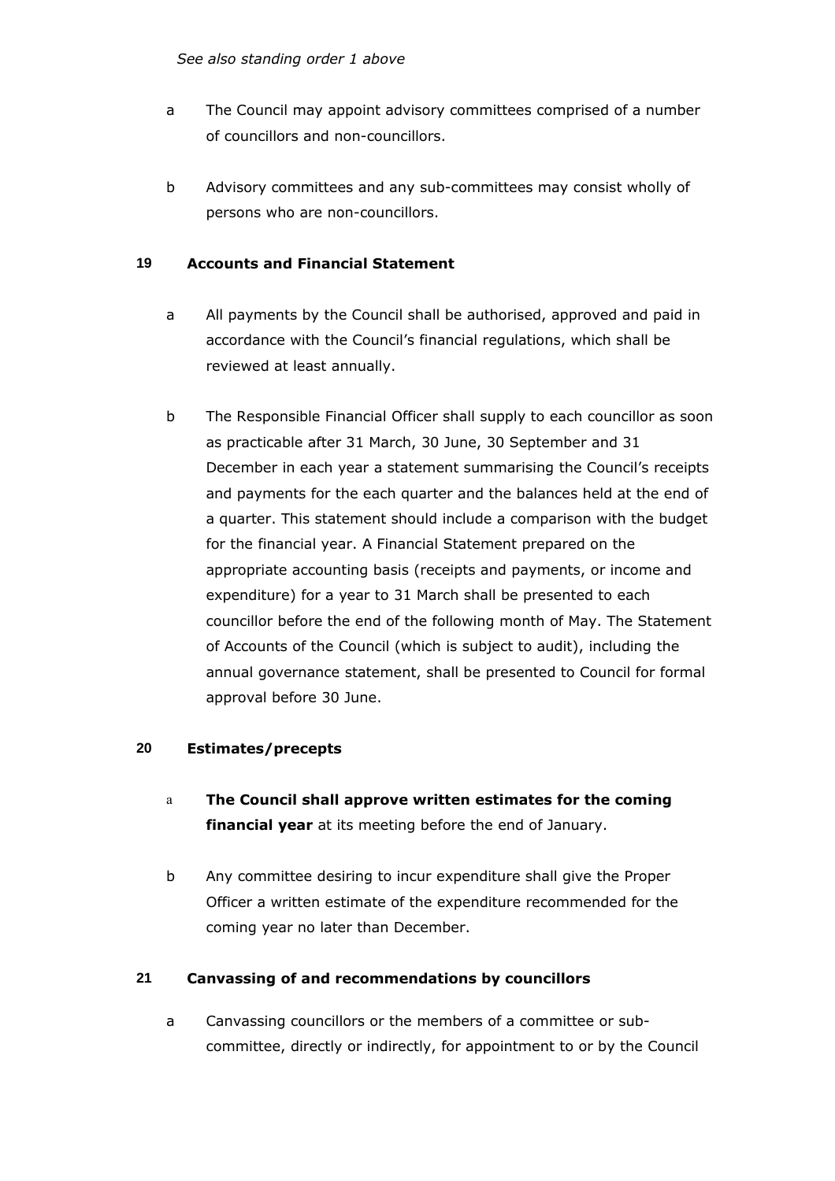*See also standing order 1 above*

a The Council may appoint advisory committees comprised of a number of councillors and non-councillors.

b Advisory committees and any sub-committees may consist wholly of persons who are non-councillors.

## 19 Accounts and Financial Statement

a All payments by the Council shall be authorised, approved and paid in accordance with the Council's financial regulations, which shall be reviewed at least annually.

b The Responsible Financial Officer shall supply to each councillor as soon as practicable after 31 March, 30 June, 30 September and 31 December in each year a statement summarising the Council's receipts and payments for the each quarter and the balances held at the end of a quarter. This statement should include a comparison with the budget for the financial year. A Financial Statement prepared on the appropriate accounting basis (receipts and payments, or income and expenditure) for a year to 31 March shall be presented to each councillor before the end of the following month of May. The Statement of Accounts of the Council (which is subject to audit), including the annual governance statement, shall be presented to Council for formal approval before 30 June.

## 20 Estimates/precepts

a **The Council shall approve written estimates for the coming financial year** at its meeting before the end of January.

b Any committee desiring to incur expenditure shall give the Proper Officer a written estimate of the expenditure recommended for the coming year no later than December.

## 21 Canvassing of and recommendations by councillors

a Canvassing councillors or the members of a committee or sub-committee, directly or indirectly, for appointment to or by the Council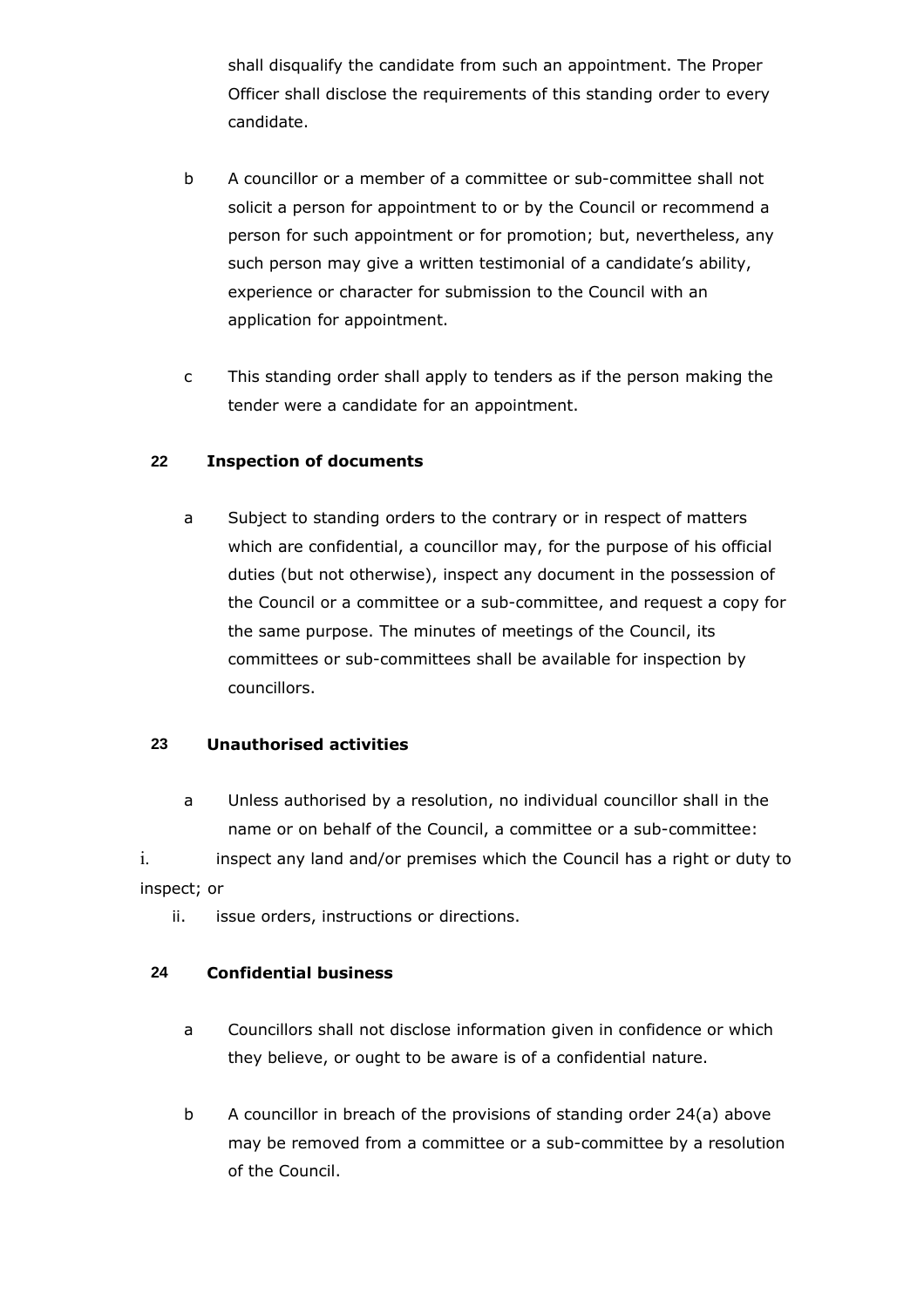shall disqualify the candidate from such an appointment. The Proper Officer shall disclose the requirements of this standing order to every candidate.

b A councillor or a member of a committee or sub-committee shall not solicit a person for appointment to or by the Council or recommend a person for such appointment or for promotion; but, nevertheless, any such person may give a written testimonial of a candidate's ability, experience or character for submission to the Council with an application for appointment.

c This standing order shall apply to tenders as if the person making the tender were a candidate for an appointment.

## 22 Inspection of documents

a Subject to standing orders to the contrary or in respect of matters which are confidential, a councillor may, for the purpose of his official duties (but not otherwise), inspect any document in the possession of the Council or a committee or a sub-committee, and request a copy for the same purpose. The minutes of meetings of the Council, its committees or sub-committees shall be available for inspection by councillors.

## 23 Unauthorised activities

a Unless authorised by a resolution, no individual councillor shall in the name or on behalf of the Council, a committee or a sub-committee:

i. inspect any land and/or premises which the Council has a right or duty to inspect; or

ii. issue orders, instructions or directions.

## 24 Confidential business

a Councillors shall not disclose information given in confidence or which they believe, or ought to be aware is of a confidential nature.

b A councillor in breach of the provisions of standing order 24(a) above may be removed from a committee or a sub-committee by a resolution of the Council.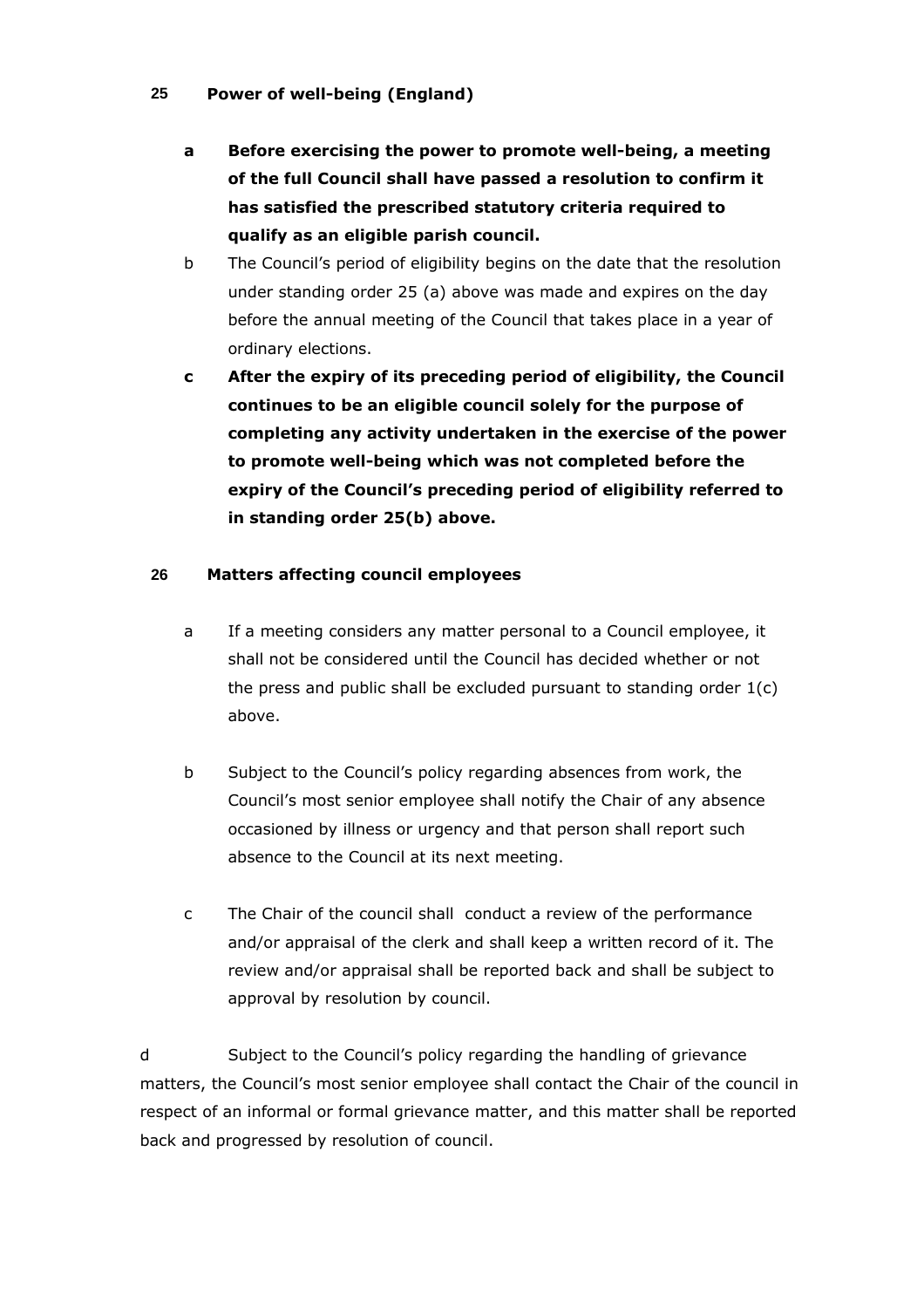## 25 Power of well-being (England)

**a Before exercising the power to promote well-being, a meeting of the full Council shall have passed a resolution to confirm it has satisfied the prescribed statutory criteria required to qualify as an eligible parish council.**

b The Council's period of eligibility begins on the date that the resolution under standing order 25 (a) above was made and expires on the day before the annual meeting of the Council that takes place in a year of ordinary elections.

**c After the expiry of its preceding period of eligibility, the Council continues to be an eligible council solely for the purpose of completing any activity undertaken in the exercise of the power to promote well-being which was not completed before the expiry of the Council's preceding period of eligibility referred to in standing order 25(b) above.**

## 26 Matters affecting council employees

a If a meeting considers any matter personal to a Council employee, it shall not be considered until the Council has decided whether or not the press and public shall be excluded pursuant to standing order 1(c) above.

b Subject to the Council's policy regarding absences from work, the Council's most senior employee shall notify the Chair of any absence occasioned by illness or urgency and that person shall report such absence to the Council at its next meeting.

c The Chair of the council shall conduct a review of the performance and/or appraisal of the clerk and shall keep a written record of it. The review and/or appraisal shall be reported back and shall be subject to approval by resolution by council.

d Subject to the Council's policy regarding the handling of grievance matters, the Council's most senior employee shall contact the Chair of the council in respect of an informal or formal grievance matter, and this matter shall be reported back and progressed by resolution of council.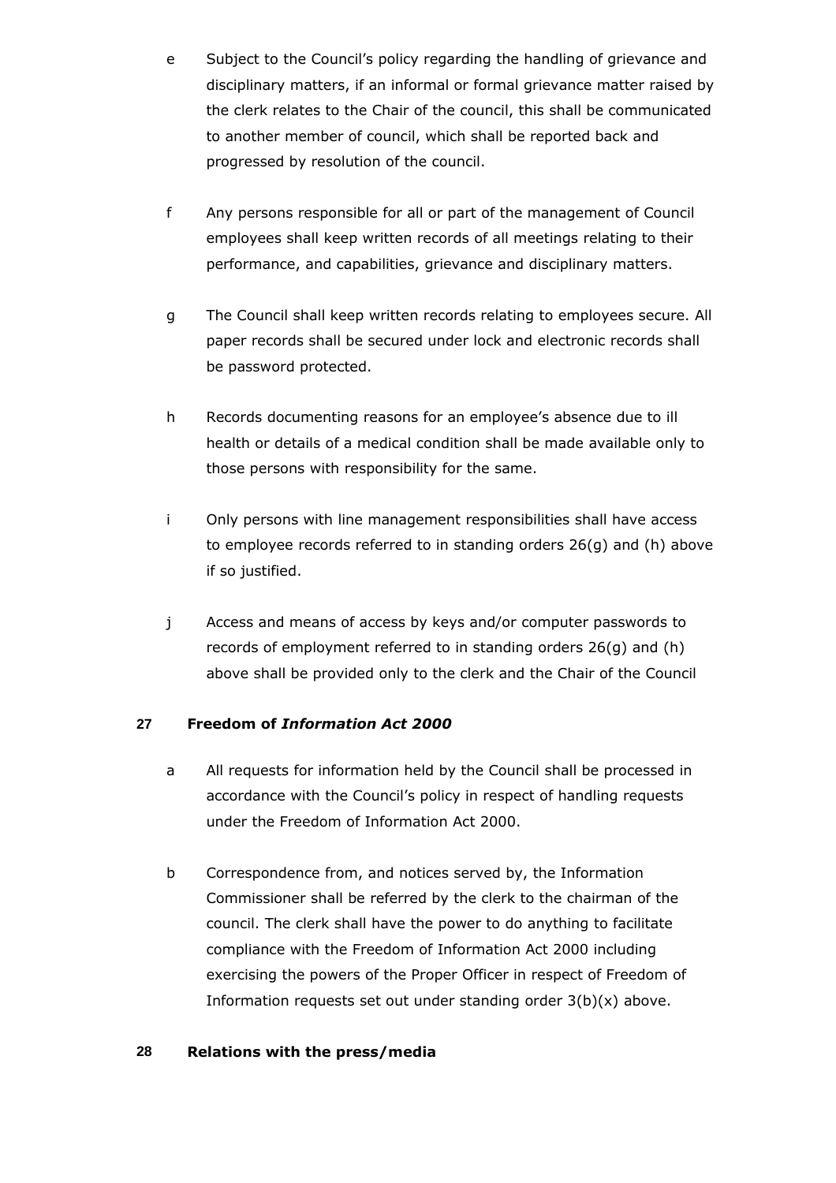e Subject to the Council's policy regarding the handling of grievance and disciplinary matters, if an informal or formal grievance matter raised by the clerk relates to the Chair of the council, this shall be communicated to another member of council, which shall be reported back and progressed by resolution of the council.

f Any persons responsible for all or part of the management of Council employees shall keep written records of all meetings relating to their performance, and capabilities, grievance and disciplinary matters.

g The Council shall keep written records relating to employees secure. All paper records shall be secured under lock and electronic records shall be password protected.

h Records documenting reasons for an employee's absence due to ill health or details of a medical condition shall be made available only to those persons with responsibility for the same.

i Only persons with line management responsibilities shall have access to employee records referred to in standing orders 26(g) and (h) above if so justified.

j Access and means of access by keys and/or computer passwords to records of employment referred to in standing orders 26(g) and (h) above shall be provided only to the clerk and the Chair of the Council

## 27 Freedom of *Information Act 2000*

a All requests for information held by the Council shall be processed in accordance with the Council's policy in respect of handling requests under the Freedom of Information Act 2000.

b Correspondence from, and notices served by, the Information Commissioner shall be referred by the clerk to the chairman of the council. The clerk shall have the power to do anything to facilitate compliance with the Freedom of Information Act 2000 including exercising the powers of the Proper Officer in respect of Freedom of Information requests set out under standing order 3(b)(x) above.

## 28 Relations with the press/media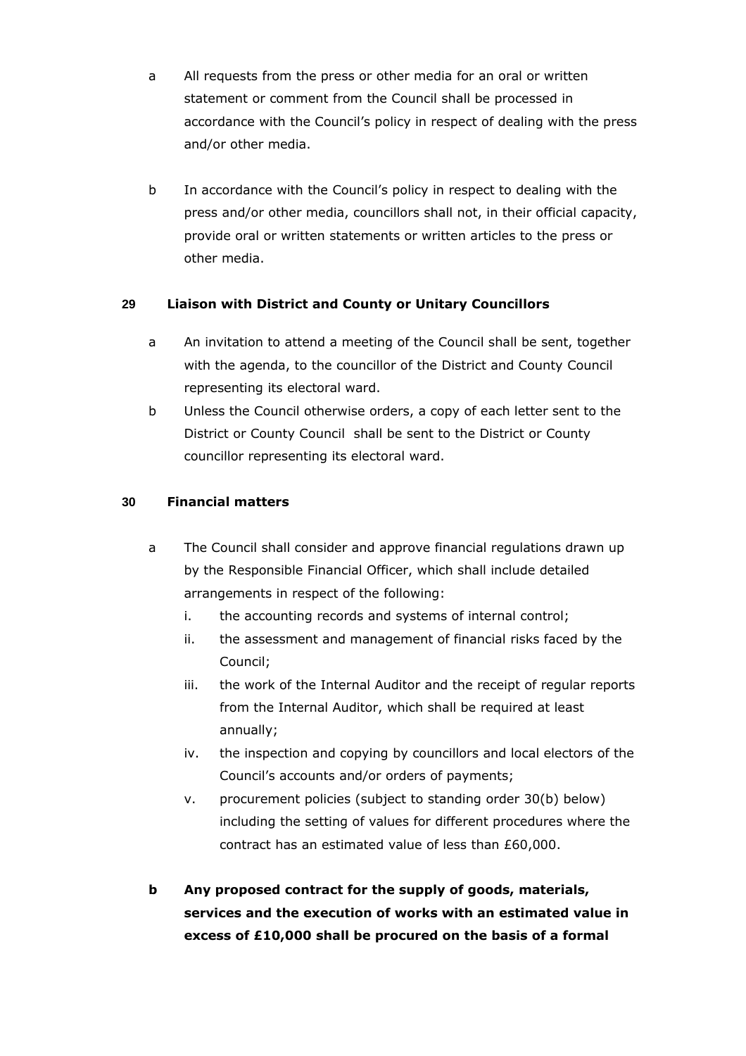a All requests from the press or other media for an oral or written statement or comment from the Council shall be processed in accordance with the Council's policy in respect of dealing with the press and/or other media.

b In accordance with the Council's policy in respect to dealing with the press and/or other media, councillors shall not, in their official capacity, provide oral or written statements or written articles to the press or other media.

## 29 Liaison with District and County or Unitary Councillors

a An invitation to attend a meeting of the Council shall be sent, together with the agenda, to the councillor of the District and County Council representing its electoral ward.

b Unless the Council otherwise orders, a copy of each letter sent to the District or County Council shall be sent to the District or County councillor representing its electoral ward.

## 30 Financial matters

a The Council shall consider and approve financial regulations drawn up by the Responsible Financial Officer, which shall include detailed arrangements in respect of the following:

   i. the accounting records and systems of internal control;
   ii. the assessment and management of financial risks faced by the Council;
   iii. the work of the Internal Auditor and the receipt of regular reports from the Internal Auditor, which shall be required at least annually;
   iv. the inspection and copying by councillors and local electors of the Council's accounts and/or orders of payments;
   v. procurement policies (subject to standing order 30(b) below) including the setting of values for different procedures where the contract has an estimated value of less than £60,000.

**b Any proposed contract for the supply of goods, materials, services and the execution of works with an estimated value in excess of £10,000 shall be procured on the basis of a formal**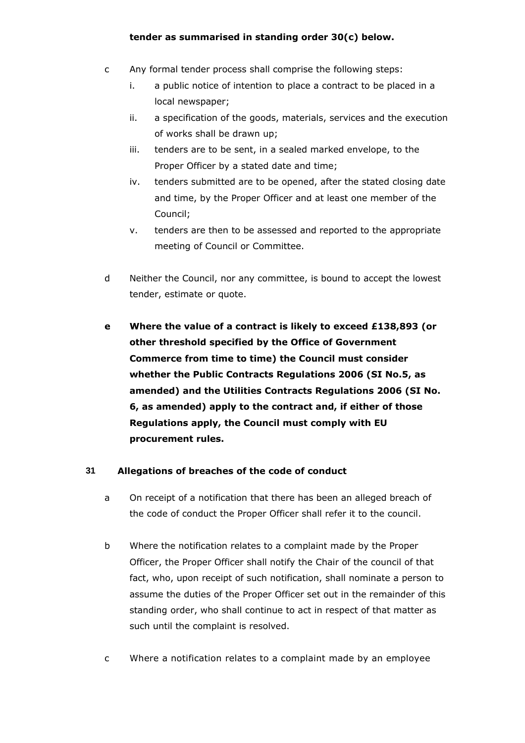**tender as summarised in standing order 30(c) below.**

c Any formal tender process shall comprise the following steps:

  i. a public notice of intention to place a contract to be placed in a local newspaper;
  ii. a specification of the goods, materials, services and the execution of works shall be drawn up;
  iii. tenders are to be sent, in a sealed marked envelope, to the Proper Officer by a stated date and time;
  iv. tenders submitted are to be opened, after the stated closing date and time, by the Proper Officer and at least one member of the Council;
  v. tenders are then to be assessed and reported to the appropriate meeting of Council or Committee.

d Neither the Council, nor any committee, is bound to accept the lowest tender, estimate or quote.

**e Where the value of a contract is likely to exceed £138,893 (or other threshold specified by the Office of Government Commerce from time to time) the Council must consider whether the Public Contracts Regulations 2006 (SI No.5, as amended) and the Utilities Contracts Regulations 2006 (SI No. 6, as amended) apply to the contract and, if either of those Regulations apply, the Council must comply with EU procurement rules.**

## 31 Allegations of breaches of the code of conduct

a On receipt of a notification that there has been an alleged breach of the code of conduct the Proper Officer shall refer it to the council.

b Where the notification relates to a complaint made by the Proper Officer, the Proper Officer shall notify the Chair of the council of that fact, who, upon receipt of such notification, shall nominate a person to assume the duties of the Proper Officer set out in the remainder of this standing order, who shall continue to act in respect of that matter as such until the complaint is resolved.

c Where a notification relates to a complaint made by an employee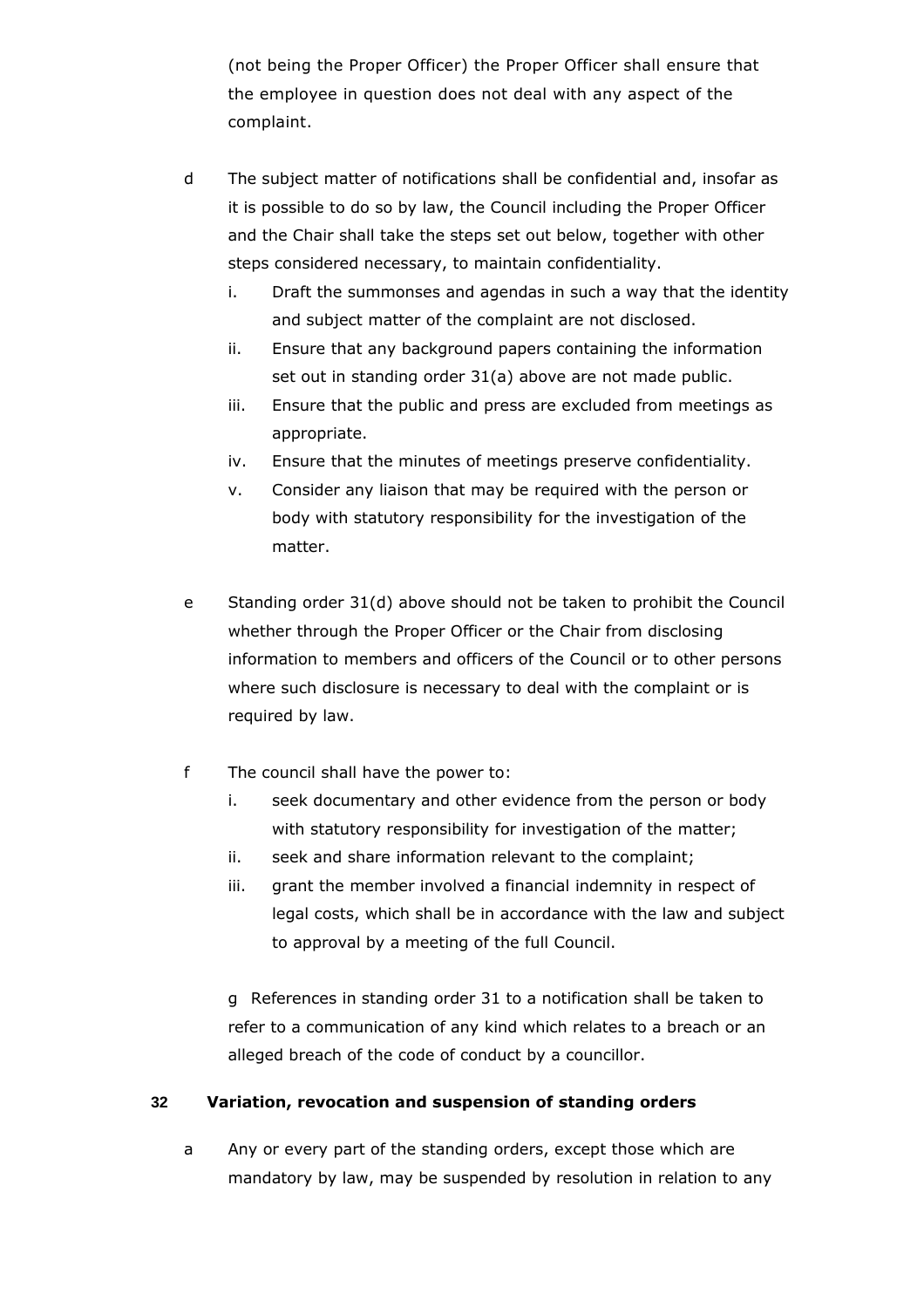(not being the Proper Officer) the Proper Officer shall ensure that the employee in question does not deal with any aspect of the complaint.

d The subject matter of notifications shall be confidential and, insofar as it is possible to do so by law, the Council including the Proper Officer and the Chair shall take the steps set out below, together with other steps considered necessary, to maintain confidentiality.

   i. Draft the summonses and agendas in such a way that the identity and subject matter of the complaint are not disclosed.
   ii. Ensure that any background papers containing the information set out in standing order 31(a) above are not made public.
   iii. Ensure that the public and press are excluded from meetings as appropriate.
   iv. Ensure that the minutes of meetings preserve confidentiality.
   v. Consider any liaison that may be required with the person or body with statutory responsibility for the investigation of the matter.

e Standing order 31(d) above should not be taken to prohibit the Council whether through the Proper Officer or the Chair from disclosing information to members and officers of the Council or to other persons where such disclosure is necessary to deal with the complaint or is required by law.

f The council shall have the power to:

   i. seek documentary and other evidence from the person or body with statutory responsibility for investigation of the matter;
   ii. seek and share information relevant to the complaint;
   iii. grant the member involved a financial indemnity in respect of legal costs, which shall be in accordance with the law and subject to approval by a meeting of the full Council.

g References in standing order 31 to a notification shall be taken to refer to a communication of any kind which relates to a breach or an alleged breach of the code of conduct by a councillor.

## 32 Variation, revocation and suspension of standing orders

a Any or every part of the standing orders, except those which are mandatory by law, may be suspended by resolution in relation to any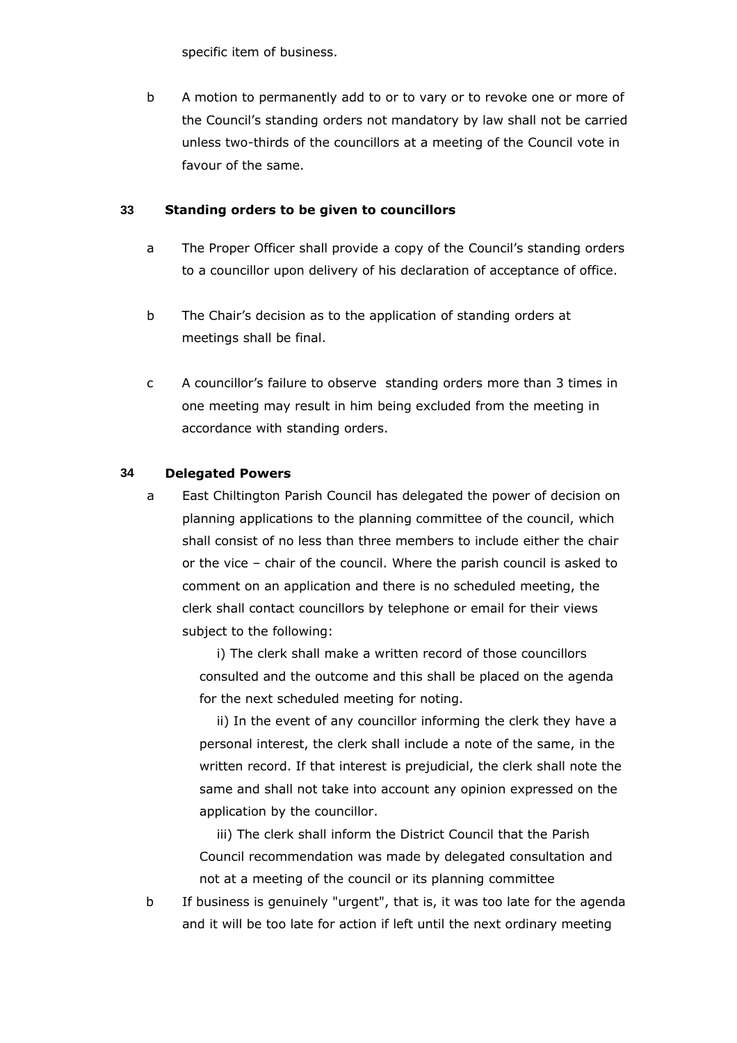specific item of business.

b A motion to permanently add to or to vary or to revoke one or more of the Council's standing orders not mandatory by law shall not be carried unless two-thirds of the councillors at a meeting of the Council vote in favour of the same.

## 33 Standing orders to be given to councillors

a The Proper Officer shall provide a copy of the Council's standing orders to a councillor upon delivery of his declaration of acceptance of office.

b The Chair's decision as to the application of standing orders at meetings shall be final.

c A councillor's failure to observe standing orders more than 3 times in one meeting may result in him being excluded from the meeting in accordance with standing orders.

## 34 Delegated Powers

a East Chiltington Parish Council has delegated the power of decision on planning applications to the planning committee of the council, which shall consist of no less than three members to include either the chair or the vice – chair of the council. Where the parish council is asked to comment on an application and there is no scheduled meeting, the clerk shall contact councillors by telephone or email for their views subject to the following:

i) The clerk shall make a written record of those councillors consulted and the outcome and this shall be placed on the agenda for the next scheduled meeting for noting.

ii) In the event of any councillor informing the clerk they have a personal interest, the clerk shall include a note of the same, in the written record. If that interest is prejudicial, the clerk shall note the same and shall not take into account any opinion expressed on the application by the councillor.

iii) The clerk shall inform the District Council that the Parish Council recommendation was made by delegated consultation and not at a meeting of the council or its planning committee

b If business is genuinely "urgent", that is, it was too late for the agenda and it will be too late for action if left until the next ordinary meeting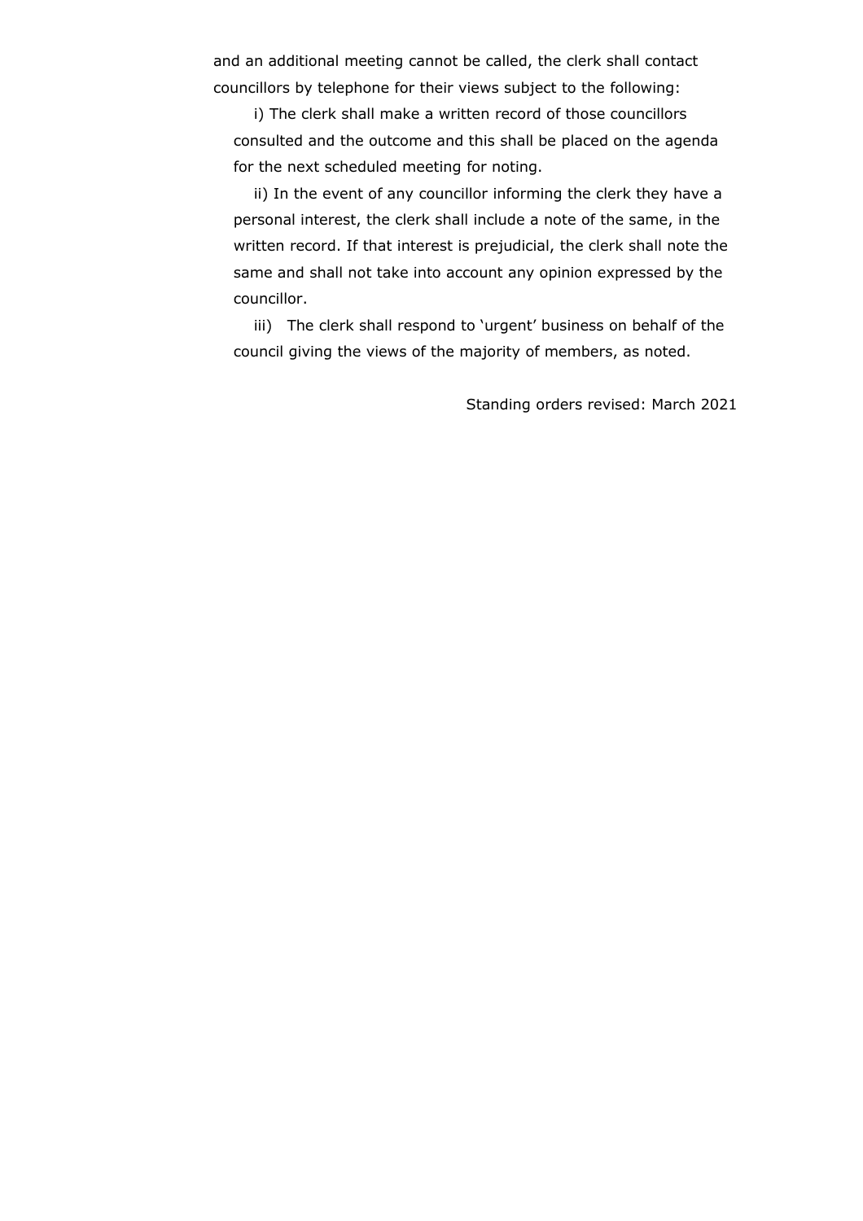and an additional meeting cannot be called, the clerk shall contact councillors by telephone for their views subject to the following:

i) The clerk shall make a written record of those councillors consulted and the outcome and this shall be placed on the agenda for the next scheduled meeting for noting.

ii) In the event of any councillor informing the clerk they have a personal interest, the clerk shall include a note of the same, in the written record. If that interest is prejudicial, the clerk shall note the same and shall not take into account any opinion expressed by the councillor.

iii) The clerk shall respond to 'urgent' business on behalf of the council giving the views of the majority of members, as noted.

Standing orders revised: March 2021